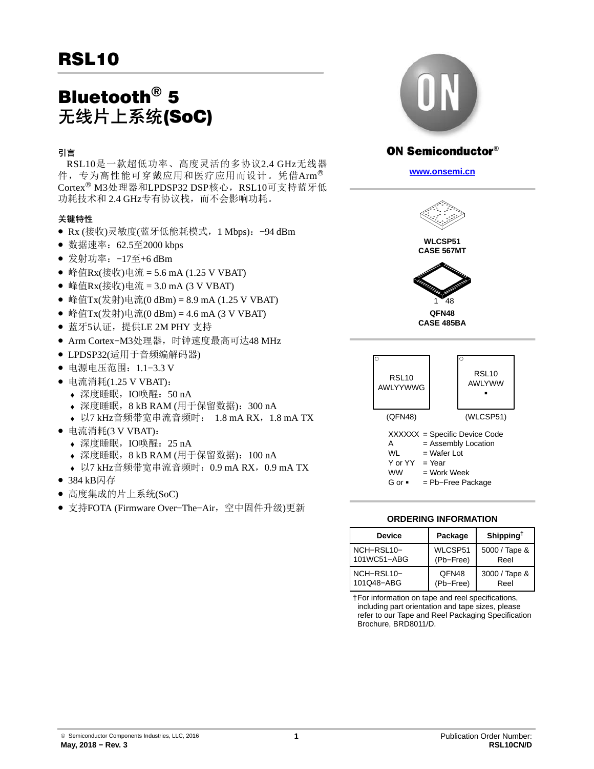# RSL10

## Bluetooth® 5 无线片上系统(SoC)

### 引言

RSL10是一款超低功率、高度灵活的多协议2.4 GHz无线器件，专为高性能可穿戴应用和医疗应用而设计。凭借Arm® Cortex® M3处理器和LPDSP32 DSP核心，RSL10可支持蓝牙低功耗技术和 2.4 GHz专有协议栈，而不会影响功耗。

### 关键特性

- Rx (接收)灵敏度(蓝牙低能耗模式，1 Mbps)：−94 dBm
- 数据速率：62.5至2000 kbps
- 发射功率：−17至+6 dBm
- 峰值Rx(接收)电流 = 5.6 mA (1.25 V VBAT)
- 峰值Rx(接收)电流 = 3.0 mA (3 V VBAT)
- 峰值Tx(发射)电流(0 dBm) = 8.9 mA (1.25 V VBAT)
- 峰值Tx(发射)电流(0 dBm) = 4.6 mA (3 V VBAT)
- 蓝牙5认证，提供LE 2M PHY 支持
- Arm Cortex−M3处理器，时钟速度最高可达48 MHz
- LPDSP32(适用于音频编解码器)
- 电源电压范围：1.1−3.3 V
- 电流消耗(1.25 V VBAT)：
  - 深度睡眠，IO唤醒：50 nA
  - 深度睡眠，8 kB RAM (用于保留数据)：300 nA
  - 以7 kHz音频带宽串流音频时： 1.8 mA RX，1.8 mA TX
- 电流消耗(3 V VBAT)：
  - 深度睡眠，IO唤醒：25 nA
  - 深度睡眠，8 kB RAM (用于保留数据)：100 nA
  - 以7 kHz音频带宽串流音频时：0.9 mA RX，0.9 mA TX
- 384 kB闪存
- 高度集成的片上系统(SoC)
- 支持FOTA (Firmware Over−The−Air，空中固件升级)更新

**ON Semiconductor®**

**www.onsemi.cn**

**WLCSP51**
**CASE 567MT**

1 48

**QFN48**
**CASE 485BA**

RSL10
AWLYYWWG
(QFN48)

RSL10
AWLYWW
▪
(WLCSP51)

XXXXXX = Specific Device Code
A = Assembly Location
WL = Wafer Lot
Y or YY = Year
WW = Work Week
G or ▪ = Pb−Free Package

### ORDERING INFORMATION

| Device | Package | Shipping† |
|---|---|---|
| NCH−RSL10−101WC51−ABG | WLCSP51 (Pb−Free) | 5000 / Tape & Reel |
| NCH−RSL10−101Q48−ABG | QFN48 (Pb−Free) | 3000 / Tape & Reel |

†For information on tape and reel specifications, including part orientation and tape sizes, please refer to our Tape and Reel Packaging Specification Brochure, BRD8011/D.

© Semiconductor Components Industries, LLC, 2016
May, 2018 − Rev. 3

Publication Order Number:
RSL10CN/D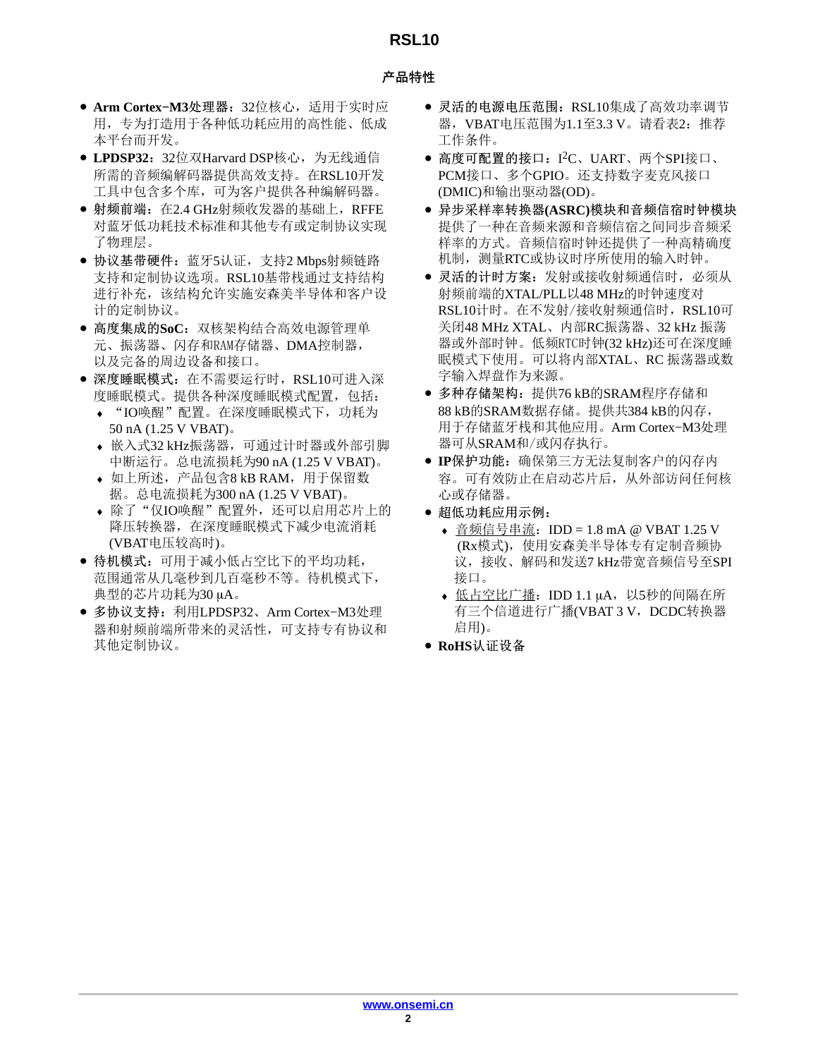## 产品特性

- **Arm Cortex−M3处理器**：32位核心，适用于实时应用，专为打造用于各种低功耗应用的高性能、低成本平台而开发。
- **LPDSP32**：32位双Harvard DSP核心，为无线通信所需的音频编解码器提供高效支持。在RSL10开发工具中包含多个库，可为客户提供各种编解码器。
- **射频前端**：在2.4 GHz射频收发器的基础上，RFFE对蓝牙低功耗技术标准和其他专有或定制协议实现了物理层。
- **协议基带硬件**：蓝牙5认证，支持2 Mbps射频链路支持和定制协议选项。RSL10基带栈通过支持结构进行补充，该结构允许实施安森美半导体和客户设计的定制协议。
- **高度集成的SoC**：双核架构结合高效电源管理单元、振荡器、闪存和RAM存储器、DMA控制器，以及完备的周边设备和接口。
- **深度睡眠模式**：在不需要运行时，RSL10可进入深度睡眠模式。提供各种深度睡眠模式配置，包括：
  - "IO唤醒"配置。在深度睡眠模式下，功耗为50 nA (1.25 V VBAT)。
  - 嵌入式32 kHz振荡器，可通过计时器或外部引脚中断运行。总电流损耗为90 nA (1.25 V VBAT)。
  - 如上所述，产品包含8 kB RAM，用于保留数据。总电流损耗为300 nA (1.25 V VBAT)。
  - 除了"仅IO唤醒"配置外，还可以启用芯片上的降压转换器，在深度睡眠模式下减少电流消耗(VBAT电压较高时)。
- **待机模式**：可用于减小低占空比下的平均功耗，范围通常从几毫秒到几百毫秒不等。待机模式下，典型的芯片功耗为30 µA。
- **多协议支持**：利用LPDSP32、Arm Cortex−M3处理器和射频前端所带来的灵活性，可支持专有协议和其他定制协议。
- **灵活的电源电压范围**：RSL10集成了高效功率调节器，VBAT电压范围为1.1至3.3 V。请看表2：推荐工作条件。
- **高度可配置的接口**：$I^2C$、UART、两个SPI接口、PCM接口、多个GPIO。还支持数字麦克风接口(DMIC)和输出驱动器(OD)。
- **异步采样率转换器(ASRC)模块和音频信宿时钟模块**提供了一种在音频来源和音频信宿之间同步音频采样率的方式。音频信宿时钟还提供了一种高精确度机制，测量RTC或协议时序所使用的输入时钟。
- **灵活的计时方案**：发射或接收射频通信时，必须从射频前端的XTAL/PLL以48 MHz的时钟速度对RSL10计时。在不发射/接收射频通信时，RSL10可关闭48 MHz XTAL、内部RC振荡器、32 kHz 振荡器或外部时钟。低频RTC时钟(32 kHz)还可在深度睡眠模式下使用。可以将内部XTAL、RC 振荡器或数字输入焊盘作为来源。
- **多种存储架构**：提供76 kB的SRAM程序存储和88 kB的SRAM数据存储。提供共384 kB的闪存，用于存储蓝牙栈和其他应用。Arm Cortex−M3处理器可从SRAM和/或闪存执行。
- **IP保护功能**：确保第三方无法复制客户的闪存内容。可有效防止在启动芯片后，从外部访问任何核心或存储器。
- **超低功耗应用示例**：
  - 音频信号串流：IDD = 1.8 mA @ VBAT 1.25 V (Rx模式)，使用安森美半导体专有定制音频协议，接收、解码和发送7 kHz带宽音频信号至SPI接口。
  - 低占空比广播：IDD 1.1 µA，以5秒的间隔在所有三个信道进行广播(VBAT 3 V，DCDC转换器启用)。
- **RoHS认证设备**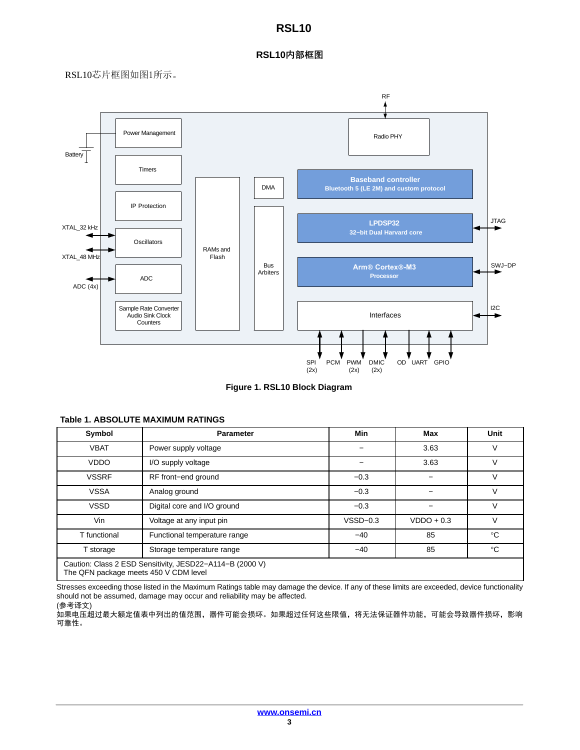## RSL10内部框图

RSL10芯片框图如图1所示。

RF

Power Management

Radio PHY

Battery

Timers

DMA

Baseband controller
Bluetooth 5 (LE 2M) and custom protocol

IP Protection

XTAL_32 kHz

LPDSP32
32−bit Dual Harvard core

JTAG

Oscillators

RAMs and Flash

XTAL_48 MHz

Bus Arbiters

Arm® Cortex®-M3
Processor

SWJ−DP

ADC

ADC (4x)

Sample Rate Converter
Audio Sink Clock
Counters

Interfaces

I2C

SPI (2x)   PCM   PWM (2x)   DMIC (2x)   OD   UART   GPIO

**Figure 1. RSL10 Block Diagram**

**Table 1. ABSOLUTE MAXIMUM RATINGS**

| Symbol | Parameter | Min | Max | Unit |
|---|---|---|---|---|
| VBAT | Power supply voltage | – | 3.63 | V |
| VDDO | I/O supply voltage | – | 3.63 | V |
| VSSRF | RF front−end ground | −0.3 | – | V |
| VSSA | Analog ground | −0.3 | – | V |
| VSSD | Digital core and I/O ground | −0.3 | – | V |
| Vin | Voltage at any input pin | VSSD−0.3 | VDDO + 0.3 | V |
| T functional | Functional temperature range | −40 | 85 | °C |
| T storage | Storage temperature range | −40 | 85 | °C |
| Caution: Class 2 ESD Sensitivity, JESD22−A114−B (2000 V)<br>The QFN package meets 450 V CDM level | | | | |

Stresses exceeding those listed in the Maximum Ratings table may damage the device. If any of these limits are exceeded, device functionality should not be assumed, damage may occur and reliability may be affected.
(参考译文)
如果电压超过最大额定值表中列出的值范围，器件可能会损坏。如果超过任何这些限值，将无法保证器件功能，可能会导致器件损坏，影响可靠性。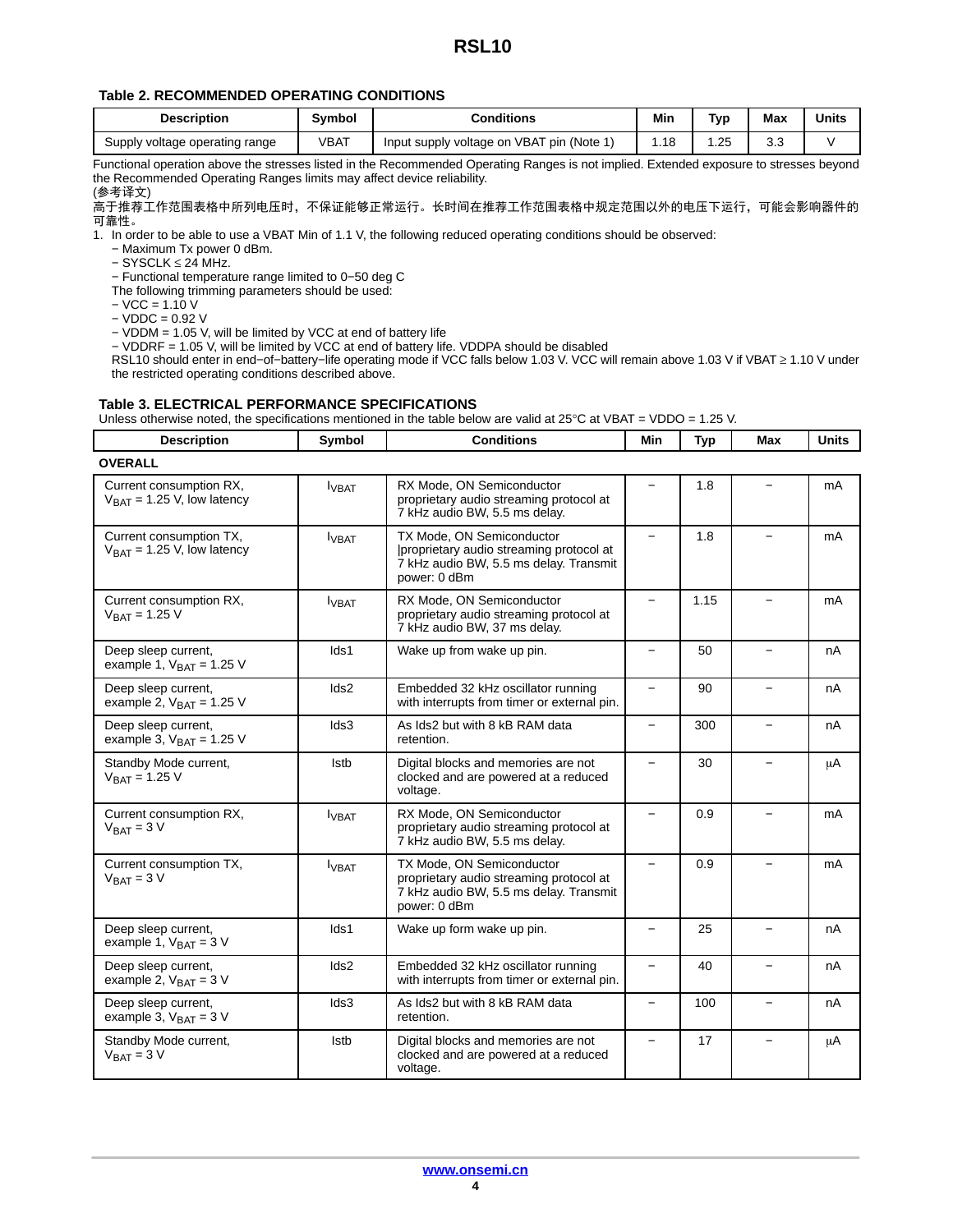### Table 2. RECOMMENDED OPERATING CONDITIONS

| Description | Symbol | Conditions | Min | Typ | Max | Units |
|---|---|---|---|---|---|---|
| Supply voltage operating range | VBAT | Input supply voltage on VBAT pin (Note 1) | 1.18 | 1.25 | 3.3 | V |

Functional operation above the stresses listed in the Recommended Operating Ranges is not implied. Extended exposure to stresses beyond the Recommended Operating Ranges limits may affect device reliability.
(参考译文)
高于推荐工作范围表格中所列电压时，不保证能够正常运行。长时间在推荐工作范围表格中规定范围以外的电压下运行，可能会影响器件的可靠性。

1. In order to be able to use a VBAT Min of 1.1 V, the following reduced operating conditions should be observed:
   − Maximum Tx power 0 dBm.
   − SYSCLK ≤ 24 MHz.
   − Functional temperature range limited to 0−50 deg C
   The following trimming parameters should be used:
   − VCC = 1.10 V
   − VDDC = 0.92 V
   − VDDM = 1.05 V, will be limited by VCC at end of battery life
   − VDDRF = 1.05 V, will be limited by VCC at end of battery life. VDDPA should be disabled
   RSL10 should enter in end−of−battery−life operating mode if VCC falls below 1.03 V. VCC will remain above 1.03 V if VBAT ≥ 1.10 V under the restricted operating conditions described above.

### Table 3. ELECTRICAL PERFORMANCE SPECIFICATIONS

Unless otherwise noted, the specifications mentioned in the table below are valid at 25°C at VBAT = VDDO = 1.25 V.

| Description | Symbol | Conditions | Min | Typ | Max | Units |
|---|---|---|---|---|---|---|
| **OVERALL** | | | | | | |
| Current consumption RX, $V_{BAT}$ = 1.25 V, low latency | $I_{VBAT}$ | RX Mode, ON Semiconductor proprietary audio streaming protocol at 7 kHz audio BW, 5.5 ms delay. | − | 1.8 | − | mA |
| Current consumption TX, $V_{BAT}$ = 1.25 V, low latency | $I_{VBAT}$ | TX Mode, ON Semiconductor \|proprietary audio streaming protocol at 7 kHz audio BW, 5.5 ms delay. Transmit power: 0 dBm | − | 1.8 | − | mA |
| Current consumption RX, $V_{BAT}$ = 1.25 V | $I_{VBAT}$ | RX Mode, ON Semiconductor proprietary audio streaming protocol at 7 kHz audio BW, 37 ms delay. | − | 1.15 | − | mA |
| Deep sleep current, example 1, $V_{BAT}$ = 1.25 V | Ids1 | Wake up from wake up pin. | − | 50 | − | nA |
| Deep sleep current, example 2, $V_{BAT}$ = 1.25 V | Ids2 | Embedded 32 kHz oscillator running with interrupts from timer or external pin. | − | 90 | − | nA |
| Deep sleep current, example 3, $V_{BAT}$ = 1.25 V | Ids3 | As Ids2 but with 8 kB RAM data retention. | − | 300 | − | nA |
| Standby Mode current, $V_{BAT}$ = 1.25 V | Istb | Digital blocks and memories are not clocked and are powered at a reduced voltage. | − | 30 | − | μA |
| Current consumption RX, $V_{BAT}$ = 3 V | $I_{VBAT}$ | RX Mode, ON Semiconductor proprietary audio streaming protocol at 7 kHz audio BW, 5.5 ms delay. | − | 0.9 | − | mA |
| Current consumption TX, $V_{BAT}$ = 3 V | $I_{VBAT}$ | TX Mode, ON Semiconductor proprietary audio streaming protocol at 7 kHz audio BW, 5.5 ms delay. Transmit power: 0 dBm | − | 0.9 | − | mA |
| Deep sleep current, example 1, $V_{BAT}$ = 3 V | Ids1 | Wake up form wake up pin. | − | 25 | − | nA |
| Deep sleep current, example 2, $V_{BAT}$ = 3 V | Ids2 | Embedded 32 kHz oscillator running with interrupts from timer or external pin. | − | 40 | − | nA |
| Deep sleep current, example 3, $V_{BAT}$ = 3 V | Ids3 | As Ids2 but with 8 kB RAM data retention. | − | 100 | − | nA |
| Standby Mode current, $V_{BAT}$ = 3 V | Istb | Digital blocks and memories are not clocked and are powered at a reduced voltage. | − | 17 | − | μA |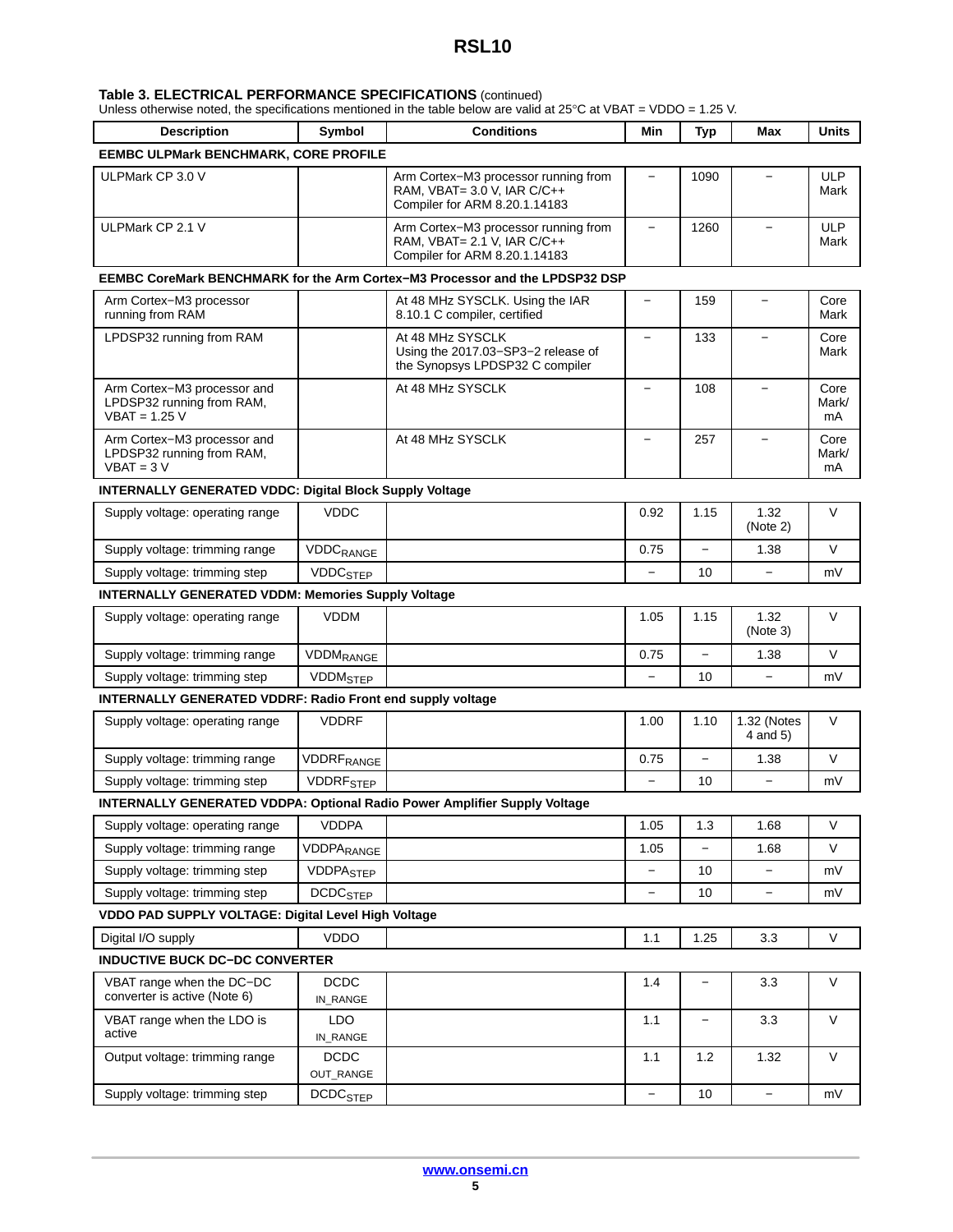**Table 3. ELECTRICAL PERFORMANCE SPECIFICATIONS** (continued)
Unless otherwise noted, the specifications mentioned in the table below are valid at 25°C at VBAT = VDDO = 1.25 V.

| Description | Symbol | Conditions | Min | Typ | Max | Units |
|---|---|---|---|---|---|---|
| **EEMBC ULPMark BENCHMARK, CORE PROFILE** | | | | | | |
| ULPMark CP 3.0 V | | Arm Cortex−M3 processor running from RAM, VBAT= 3.0 V, IAR C/C++ Compiler for ARM 8.20.1.14183 | − | 1090 | − | ULP Mark |
| ULPMark CP 2.1 V | | Arm Cortex−M3 processor running from RAM, VBAT= 2.1 V, IAR C/C++ Compiler for ARM 8.20.1.14183 | − | 1260 | − | ULP Mark |
| **EEMBC CoreMark BENCHMARK for the Arm Cortex−M3 Processor and the LPDSP32 DSP** | | | | | | |
| Arm Cortex−M3 processor running from RAM | | At 48 MHz SYSCLK. Using the IAR 8.10.1 C compiler, certified | − | 159 | − | Core Mark |
| LPDSP32 running from RAM | | At 48 MHz SYSCLK Using the 2017.03−SP3−2 release of the Synopsys LPDSP32 C compiler | − | 133 | − | Core Mark |
| Arm Cortex−M3 processor and LPDSP32 running from RAM, VBAT = 1.25 V | | At 48 MHz SYSCLK | − | 108 | − | Core Mark/ mA |
| Arm Cortex−M3 processor and LPDSP32 running from RAM, VBAT = 3 V | | At 48 MHz SYSCLK | − | 257 | − | Core Mark/ mA |
| **INTERNALLY GENERATED VDDC: Digital Block Supply Voltage** | | | | | | |
| Supply voltage: operating range | VDDC | | 0.92 | 1.15 | 1.32 (Note 2) | V |
| Supply voltage: trimming range | $VDDC_{RANGE}$ | | 0.75 | − | 1.38 | V |
| Supply voltage: trimming step | $VDDC_{STEP}$ | | − | 10 | − | mV |
| **INTERNALLY GENERATED VDDM: Memories Supply Voltage** | | | | | | |
| Supply voltage: operating range | VDDM | | 1.05 | 1.15 | 1.32 (Note 3) | V |
| Supply voltage: trimming range | $VDDM_{RANGE}$ | | 0.75 | − | 1.38 | V |
| Supply voltage: trimming step | $VDDM_{STEP}$ | | − | 10 | − | mV |
| **INTERNALLY GENERATED VDDRF: Radio Front end supply voltage** | | | | | | |
| Supply voltage: operating range | VDDRF | | 1.00 | 1.10 | 1.32 (Notes 4 and 5) | V |
| Supply voltage: trimming range | $VDDRF_{RANGE}$ | | 0.75 | − | 1.38 | V |
| Supply voltage: trimming step | $VDDRF_{STEP}$ | | − | 10 | − | mV |
| **INTERNALLY GENERATED VDDPA: Optional Radio Power Amplifier Supply Voltage** | | | | | | |
| Supply voltage: operating range | VDDPA | | 1.05 | 1.3 | 1.68 | V |
| Supply voltage: trimming range | $VDDPA_{RANGE}$ | | 1.05 | − | 1.68 | V |
| Supply voltage: trimming step | $VDDPA_{STEP}$ | | − | 10 | − | mV |
| Supply voltage: trimming step | $DCDC_{STEP}$ | | − | 10 | − | mV |
| **VDDO PAD SUPPLY VOLTAGE: Digital Level High Voltage** | | | | | | |
| Digital I/O supply | VDDO | | 1.1 | 1.25 | 3.3 | V |
| **INDUCTIVE BUCK DC−DC CONVERTER** | | | | | | |
| VBAT range when the DC−DC converter is active (Note 6) | $DCDC_{IN\_RANGE}$ | | 1.4 | − | 3.3 | V |
| VBAT range when the LDO is active | $LDO_{IN\_RANGE}$ | | 1.1 | − | 3.3 | V |
| Output voltage: trimming range | $DCDC_{OUT\_RANGE}$ | | 1.1 | 1.2 | 1.32 | V |
| Supply voltage: trimming step | $DCDC_{STEP}$ | | − | 10 | − | mV |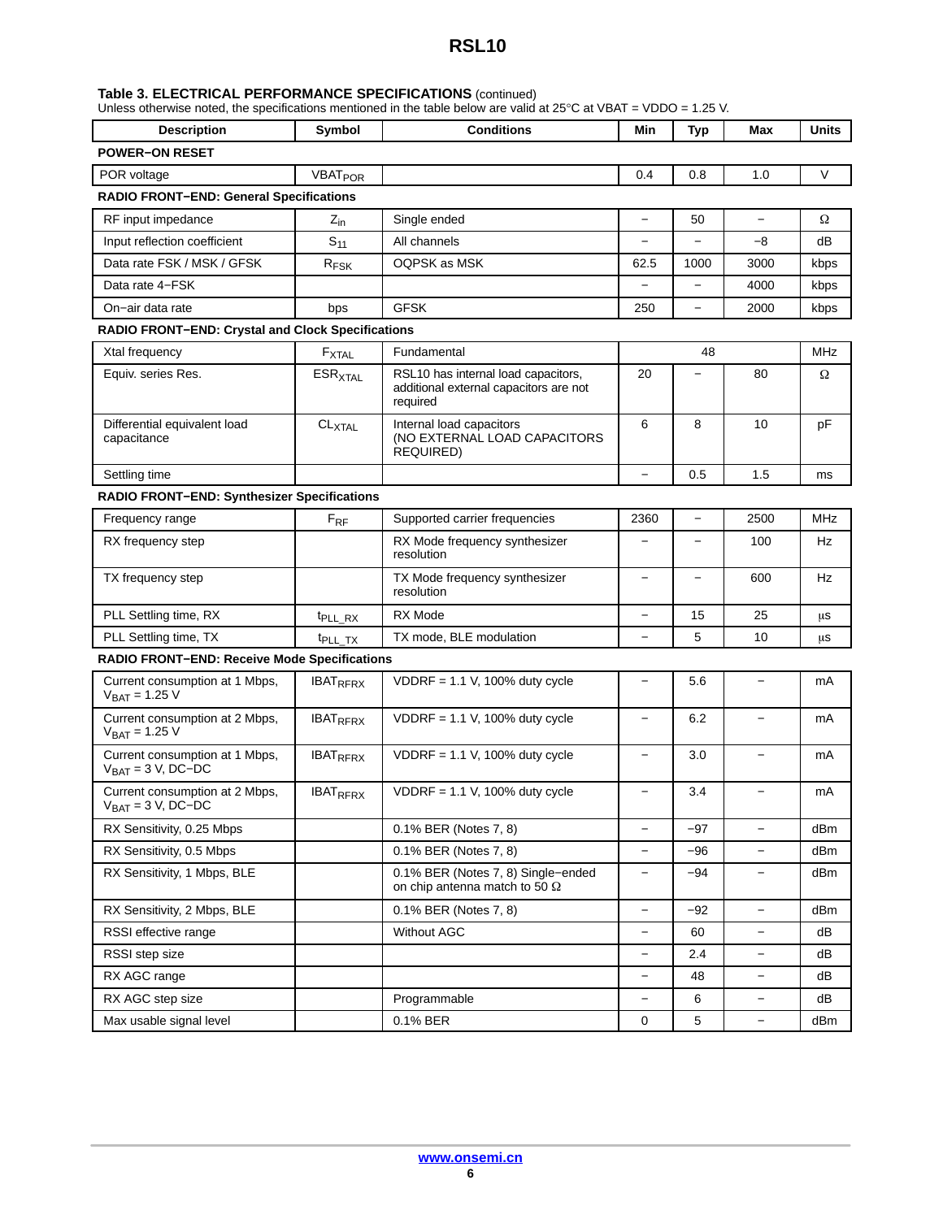**Table 3. ELECTRICAL PERFORMANCE SPECIFICATIONS** (continued)
Unless otherwise noted, the specifications mentioned in the table below are valid at 25°C at VBAT = VDDO = 1.25 V.

| Description | Symbol | Conditions | Min | Typ | Max | Units |
|---|---|---|---|---|---|---|
| **POWER−ON RESET** | | | | | | |
| POR voltage | $VBAT_{POR}$ | | 0.4 | 0.8 | 1.0 | V |
| **RADIO FRONT−END: General Specifications** | | | | | | |
| RF input impedance | $Z_{in}$ | Single ended | − | 50 | − | Ω |
| Input reflection coefficient | $S_{11}$ | All channels | − | − | −8 | dB |
| Data rate FSK / MSK / GFSK | $R_{FSK}$ | OQPSK as MSK | 62.5 | 1000 | 3000 | kbps |
| Data rate 4−FSK | | | − | − | 4000 | kbps |
| On−air data rate | bps | GFSK | 250 | − | 2000 | kbps |
| **RADIO FRONT−END: Crystal and Clock Specifications** | | | | | | |
| Xtal frequency | $F_{XTAL}$ | Fundamental | | 48 | | MHz |
| Equiv. series Res. | $ESR_{XTAL}$ | RSL10 has internal load capacitors, additional external capacitors are not required | 20 | − | 80 | Ω |
| Differential equivalent load capacitance | $CL_{XTAL}$ | Internal load capacitors (NO EXTERNAL LOAD CAPACITORS REQUIRED) | 6 | 8 | 10 | pF |
| Settling time | | | − | 0.5 | 1.5 | ms |
| **RADIO FRONT−END: Synthesizer Specifications** | | | | | | |
| Frequency range | $F_{RF}$ | Supported carrier frequencies | 2360 | − | 2500 | MHz |
| RX frequency step | | RX Mode frequency synthesizer resolution | − | − | 100 | Hz |
| TX frequency step | | TX Mode frequency synthesizer resolution | − | − | 600 | Hz |
| PLL Settling time, RX | $t_{PLL\_RX}$ | RX Mode | − | 15 | 25 | μs |
| PLL Settling time, TX | $t_{PLL\_TX}$ | TX mode, BLE modulation | − | 5 | 10 | μs |
| **RADIO FRONT−END: Receive Mode Specifications** | | | | | | |
| Current consumption at 1 Mbps, $V_{BAT}$ = 1.25 V | $IBAT_{RFRX}$ | VDDRF = 1.1 V, 100% duty cycle | − | 5.6 | − | mA |
| Current consumption at 2 Mbps, $V_{BAT}$ = 1.25 V | $IBAT_{RFRX}$ | VDDRF = 1.1 V, 100% duty cycle | − | 6.2 | − | mA |
| Current consumption at 1 Mbps, $V_{BAT}$ = 3 V, DC−DC | $IBAT_{RFRX}$ | VDDRF = 1.1 V, 100% duty cycle | − | 3.0 | − | mA |
| Current consumption at 2 Mbps, $V_{BAT}$ = 3 V, DC−DC | $IBAT_{RFRX}$ | VDDRF = 1.1 V, 100% duty cycle | − | 3.4 | − | mA |
| RX Sensitivity, 0.25 Mbps | | 0.1% BER (Notes 7, 8) | − | −97 | − | dBm |
| RX Sensitivity, 0.5 Mbps | | 0.1% BER (Notes 7, 8) | − | −96 | − | dBm |
| RX Sensitivity, 1 Mbps, BLE | | 0.1% BER (Notes 7, 8) Single−ended on chip antenna match to 50 Ω | − | −94 | − | dBm |
| RX Sensitivity, 2 Mbps, BLE | | 0.1% BER (Notes 7, 8) | − | −92 | − | dBm |
| RSSI effective range | | Without AGC | − | 60 | − | dB |
| RSSI step size | | | − | 2.4 | − | dB |
| RX AGC range | | | − | 48 | − | dB |
| RX AGC step size | | Programmable | − | 6 | − | dB |
| Max usable signal level | | 0.1% BER | 0 | 5 | − | dBm |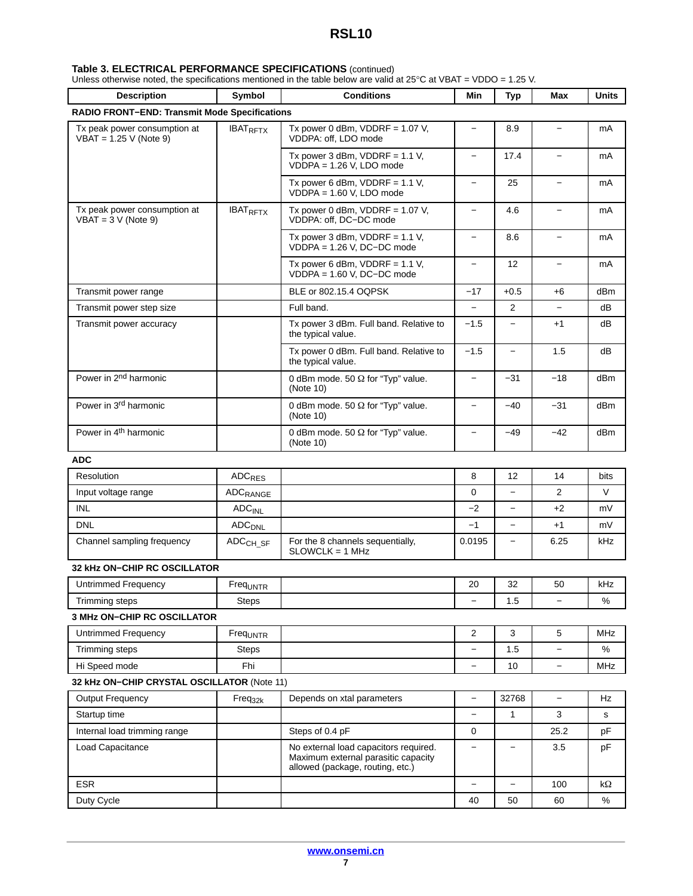**Table 3. ELECTRICAL PERFORMANCE SPECIFICATIONS** (continued)
Unless otherwise noted, the specifications mentioned in the table below are valid at 25°C at VBAT = VDDO = 1.25 V.

| Description | Symbol | Conditions | Min | Typ | Max | Units |
|---|---|---|---|---|---|---|
| **RADIO FRONT−END: Transmit Mode Specifications** | | | | | | |
| Tx peak power consumption at VBAT = 1.25 V (Note 9) | $IBAT_{RFTX}$ | Tx power 0 dBm, VDDRF = 1.07 V, VDDPA: off, LDO mode | − | 8.9 | − | mA |
| | | Tx power 3 dBm, VDDRF = 1.1 V, VDDPA = 1.26 V, LDO mode | − | 17.4 | − | mA |
| | | Tx power 6 dBm, VDDRF = 1.1 V, VDDPA = 1.60 V, LDO mode | − | 25 | − | mA |
| Tx peak power consumption at VBAT = 3 V (Note 9) | $IBAT_{RFTX}$ | Tx power 0 dBm, VDDRF = 1.07 V, VDDPA: off, DC−DC mode | − | 4.6 | − | mA |
| | | Tx power 3 dBm, VDDRF = 1.1 V, VDDPA = 1.26 V, DC−DC mode | − | 8.6 | − | mA |
| | | Tx power 6 dBm, VDDRF = 1.1 V, VDDPA = 1.60 V, DC−DC mode | − | 12 | − | mA |
| Transmit power range | | BLE or 802.15.4 OQPSK | −17 | +0.5 | +6 | dBm |
| Transmit power step size | | Full band. | − | 2 | − | dB |
| Transmit power accuracy | | Tx power 3 dBm. Full band. Relative to the typical value. | −1.5 | − | +1 | dB |
| | | Tx power 0 dBm. Full band. Relative to the typical value. | −1.5 | − | 1.5 | dB |
| Power in 2nd harmonic | | 0 dBm mode. 50 Ω for “Typ” value. (Note 10) | − | −31 | −18 | dBm |
| Power in 3rd harmonic | | 0 dBm mode. 50 Ω for “Typ” value. (Note 10) | − | −40 | −31 | dBm |
| Power in 4th harmonic | | 0 dBm mode. 50 Ω for “Typ” value. (Note 10) | − | −49 | −42 | dBm |
| **ADC** | | | | | | |
| Resolution | $ADC_{RES}$ | | 8 | 12 | 14 | bits |
| Input voltage range | $ADC_{RANGE}$ | | 0 | − | 2 | V |
| INL | $ADC_{INL}$ | | −2 | − | +2 | mV |
| DNL | $ADC_{DNL}$ | | −1 | − | +1 | mV |
| Channel sampling frequency | $ADC_{CH\_SF}$ | For the 8 channels sequentially, SLOWCLK = 1 MHz | 0.0195 | − | 6.25 | kHz |
| **32 kHz ON−CHIP RC OSCILLATOR** | | | | | | |
| Untrimmed Frequency | $Freq_{UNTR}$ | | 20 | 32 | 50 | kHz |
| Trimming steps | Steps | | − | 1.5 | − | % |
| **3 MHz ON−CHIP RC OSCILLATOR** | | | | | | |
| Untrimmed Frequency | $Freq_{UNTR}$ | | 2 | 3 | 5 | MHz |
| Trimming steps | Steps | | − | 1.5 | − | % |
| Hi Speed mode | Fhi | | − | 10 | − | MHz |
| **32 kHz ON−CHIP CRYSTAL OSCILLATOR** (Note 11) | | | | | | |
| Output Frequency | $Freq_{32k}$ | Depends on xtal parameters | − | 32768 | − | Hz |
| Startup time | | | − | 1 | 3 | s |
| Internal load trimming range | | Steps of 0.4 pF | 0 | | 25.2 | pF |
| Load Capacitance | | No external load capacitors required. Maximum external parasitic capacity allowed (package, routing, etc.) | − | − | 3.5 | pF |
| ESR | | | − | − | 100 | kΩ |
| Duty Cycle | | | 40 | 50 | 60 | % |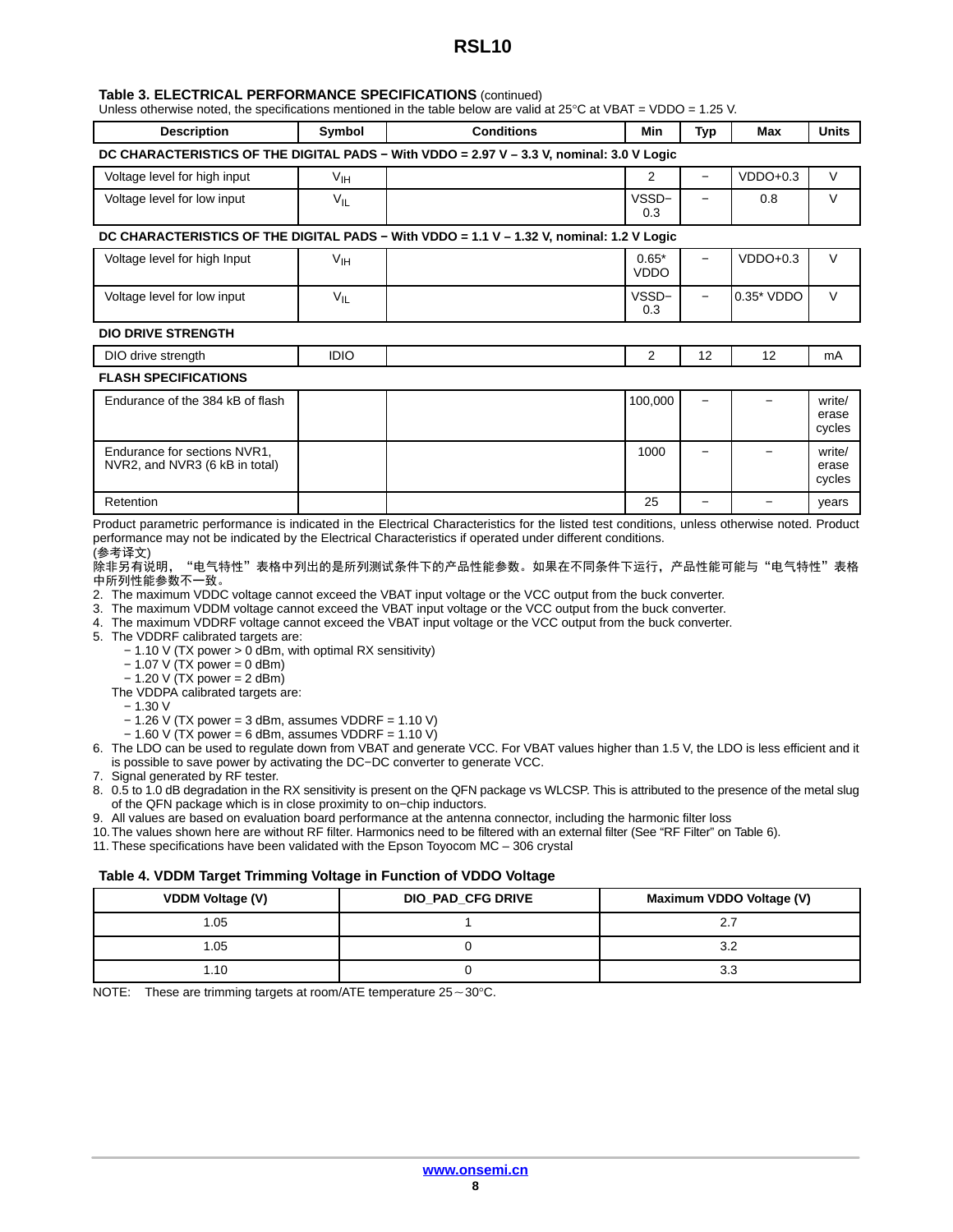**Table 3. ELECTRICAL PERFORMANCE SPECIFICATIONS** (continued)
Unless otherwise noted, the specifications mentioned in the table below are valid at 25°C at VBAT = VDDO = 1.25 V.

| Description | Symbol | Conditions | Min | Typ | Max | Units |
|---|---|---|---|---|---|---|
| **DC CHARACTERISTICS OF THE DIGITAL PADS − With VDDO = 2.97 V – 3.3 V, nominal: 3.0 V Logic** | | | | | | |
| Voltage level for high input | $V_{IH}$ | | 2 | − | VDDO+0.3 | V |
| Voltage level for low input | $V_{IL}$ | | VSSD−0.3 | − | 0.8 | V |
| **DC CHARACTERISTICS OF THE DIGITAL PADS − With VDDO = 1.1 V – 1.32 V, nominal: 1.2 V Logic** | | | | | | |
| Voltage level for high Input | $V_{IH}$ | | 0.65* VDDO | − | VDDO+0.3 | V |
| Voltage level for low input | $V_{IL}$ | | VSSD−0.3 | − | 0.35* VDDO | V |
| **DIO DRIVE STRENGTH** | | | | | | |
| DIO drive strength | IDIO | | 2 | 12 | 12 | mA |
| **FLASH SPECIFICATIONS** | | | | | | |
| Endurance of the 384 kB of flash | | | 100,000 | − | − | write/erase cycles |
| Endurance for sections NVR1, NVR2, and NVR3 (6 kB in total) | | | 1000 | − | − | write/erase cycles |
| Retention | | | 25 | − | − | years |

Product parametric performance is indicated in the Electrical Characteristics for the listed test conditions, unless otherwise noted. Product performance may not be indicated by the Electrical Characteristics if operated under different conditions.
(参考译文)
除非另有说明，“电气特性”表格中列出的是所列测试条件下的产品性能参数。如果在不同条件下运行，产品性能可能与“电气特性”表格中所列性能参数不一致。

2. The maximum VDDC voltage cannot exceed the VBAT input voltage or the VCC output from the buck converter.
3. The maximum VDDM voltage cannot exceed the VBAT input voltage or the VCC output from the buck converter.
4. The maximum VDDRF voltage cannot exceed the VBAT input voltage or the VCC output from the buck converter.
5. The VDDRF calibrated targets are:
   − 1.10 V (TX power > 0 dBm, with optimal RX sensitivity)
   − 1.07 V (TX power = 0 dBm)
   − 1.20 V (TX power = 2 dBm)
   The VDDPA calibrated targets are:
   − 1.30 V
   − 1.26 V (TX power = 3 dBm, assumes VDDRF = 1.10 V)
   − 1.60 V (TX power = 6 dBm, assumes VDDRF = 1.10 V)
6. The LDO can be used to regulate down from VBAT and generate VCC. For VBAT values higher than 1.5 V, the LDO is less efficient and it is possible to save power by activating the DC−DC converter to generate VCC.
7. Signal generated by RF tester.
8. 0.5 to 1.0 dB degradation in the RX sensitivity is present on the QFN package vs WLCSP. This is attributed to the presence of the metal slug of the QFN package which is in close proximity to on−chip inductors.
9. All values are based on evaluation board performance at the antenna connector, including the harmonic filter loss
10. The values shown here are without RF filter. Harmonics need to be filtered with an external filter (See “RF Filter” on Table 6).
11. These specifications have been validated with the Epson Toyocom MC – 306 crystal

**Table 4. VDDM Target Trimming Voltage in Function of VDDO Voltage**

| VDDM Voltage (V) | DIO_PAD_CFG DRIVE | Maximum VDDO Voltage (V) |
|---|---|---|
| 1.05 | 1 | 2.7 |
| 1.05 | 0 | 3.2 |
| 1.10 | 0 | 3.3 |

NOTE: These are trimming targets at room/ATE temperature 25～30°C.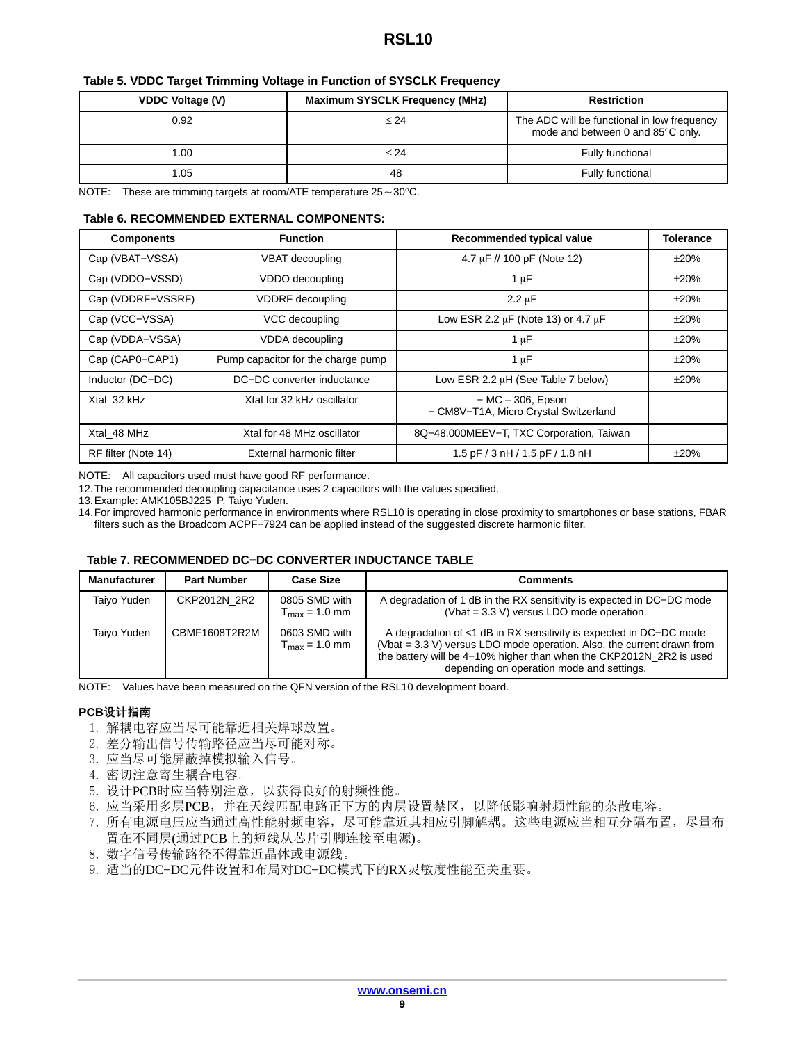**Table 5. VDDC Target Trimming Voltage in Function of SYSCLK Frequency**

| VDDC Voltage (V) | Maximum SYSCLK Frequency (MHz) | Restriction |
| --- | --- | --- |
| 0.92 | ≤ 24 | The ADC will be functional in low frequency mode and between 0 and 85°C only. |
| 1.00 | ≤ 24 | Fully functional |
| 1.05 | 48 | Fully functional |

NOTE: These are trimming targets at room/ATE temperature 25～30°C.

**Table 6. RECOMMENDED EXTERNAL COMPONENTS:**

| Components | Function | Recommended typical value | Tolerance |
| --- | --- | --- | --- |
| Cap (VBAT−VSSA) | VBAT decoupling | 4.7 μF // 100 pF (Note 12) | ±20% |
| Cap (VDDO−VSSD) | VDDO decoupling | 1 μF | ±20% |
| Cap (VDDRF−VSSRF) | VDDRF decoupling | 2.2 μF | ±20% |
| Cap (VCC−VSSA) | VCC decoupling | Low ESR 2.2 μF (Note 13) or 4.7 μF | ±20% |
| Cap (VDDA−VSSA) | VDDA decoupling | 1 μF | ±20% |
| Cap (CAP0−CAP1) | Pump capacitor for the charge pump | 1 μF | ±20% |
| Inductor (DC−DC) | DC−DC converter inductance | Low ESR 2.2 μH (See Table 7 below) | ±20% |
| Xtal_32 kHz | Xtal for 32 kHz oscillator | − MC – 306, Epson<br>− CM8V−T1A, Micro Crystal Switzerland | |
| Xtal_48 MHz | Xtal for 48 MHz oscillator | 8Q−48.000MEEV−T, TXC Corporation, Taiwan | |
| RF filter (Note 14) | External harmonic filter | 1.5 pF / 3 nH / 1.5 pF / 1.8 nH | ±20% |

NOTE: All capacitors used must have good RF performance.

12. The recommended decoupling capacitance uses 2 capacitors with the values specified.
13. Example: AMK105BJ225_P, Taiyo Yuden.
14. For improved harmonic performance in environments where RSL10 is operating in close proximity to smartphones or base stations, FBAR filters such as the Broadcom ACPF−7924 can be applied instead of the suggested discrete harmonic filter.

**Table 7. RECOMMENDED DC−DC CONVERTER INDUCTANCE TABLE**

| Manufacturer | Part Number | Case Size | Comments |
| --- | --- | --- | --- |
| Taiyo Yuden | CKP2012N_2R2 | 0805 SMD with $T_{max}$ = 1.0 mm | A degradation of 1 dB in the RX sensitivity is expected in DC−DC mode (Vbat = 3.3 V) versus LDO mode operation. |
| Taiyo Yuden | CBMF1608T2R2M | 0603 SMD with $T_{max}$ = 1.0 mm | A degradation of <1 dB in RX sensitivity is expected in DC−DC mode (Vbat = 3.3 V) versus LDO mode operation. Also, the current drawn from the battery will be 4−10% higher than when the CKP2012N_2R2 is used depending on operation mode and settings. |

NOTE: Values have been measured on the QFN version of the RSL10 development board.

**PCB设计指南**

1. 解耦电容应当尽可能靠近相关焊球放置。
2. 差分输出信号传输路径应当尽可能对称。
3. 应当尽可能屏蔽掉模拟输入信号。
4. 密切注意寄生耦合电容。
5. 设计PCB时应当特别注意，以获得良好的射频性能。
6. 应当采用多层PCB，并在天线匹配电路正下方的内层设置禁区，以降低影响射频性能的杂散电容。
7. 所有电源电压应当通过高性能射频电容，尽可能靠近其相应引脚解耦。这些电源应当相互分隔布置，尽量布置在不同层(通过PCB上的短线从芯片引脚连接至电源)。
8. 数字信号传输路径不得靠近晶体或电源线。
9. 适当的DC−DC元件设置和布局对DC−DC模式下的RX灵敏度性能至关重要。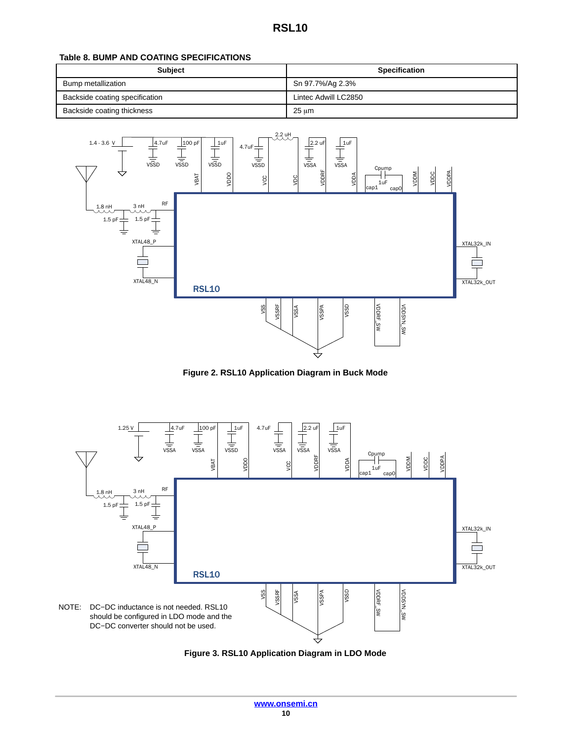**Table 8. BUMP AND COATING SPECIFICATIONS**

| Subject | Specification |
|---|---|
| Bump metallization | Sn 97.7%/Ag 2.3% |
| Backside coating specification | Lintec Adwill LC2850 |
| Backside coating thickness | 25 μm |

1.4 - 3.6 V
4.7uF
100 pF
1uF
4.7uF
2.2 uH
2.2 uF
1uF
VSSD
VSSD
VSSD
VSSD
VSSA
VSSA
VBAT
VDDO
VCC
VDC
VDDRF
VDDA
Cpump
1uF
cap1
cap0
VDDM
VDDC
VDDPA
1.8 nH
3 nH
RF
1.5 pF
1.5 pF
XTAL48_P
XTAL48_N
XTAL32k_IN
XTAL32k_OUT
RSL10
VSS
VSSRF
VSSA
VSSPA
VSSD
VDDRF_SW
VDDSYN_SW

**Figure 2. RSL10 Application Diagram in Buck Mode**

1.25 V
4.7uF
100 pF
1uF
4.7uF
2.2 uF
1uF
VSSA
VSSA
VSSD
VSSA
VSSA
VSSA
VBAT
VDDO
VCC
VDDRF
VDDA
Cpump
1uF
cap1
cap0
VDDM
VDDC
VDDPA
1.8 nH
3 nH
RF
1.5 pF
1.5 pF
XTAL48_P
XTAL48_N
XTAL32k_IN
XTAL32k_OUT
RSL10
VSS
VSSRF
VSSA
VSSPA
VSSD
VDDRF_SW
VDDSYN_SW

NOTE: DC−DC inductance is not needed. RSL10 should be configured in LDO mode and the DC−DC converter should not be used.

**Figure 3. RSL10 Application Diagram in LDO Mode**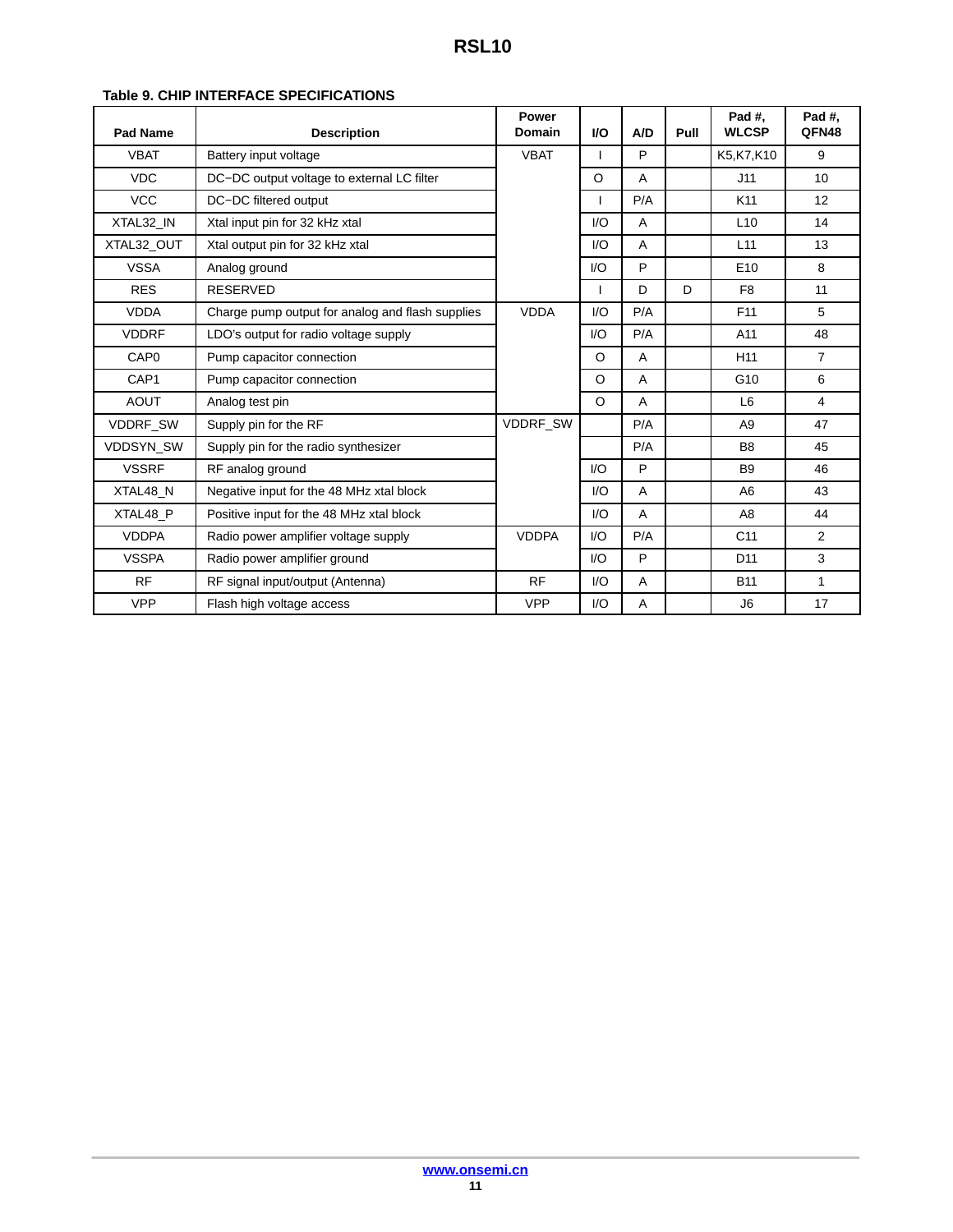**Table 9. CHIP INTERFACE SPECIFICATIONS**

| Pad Name | Description | Power Domain | I/O | A/D | Pull | Pad #, WLCSP | Pad #, QFN48 |
|---|---|---|---|---|---|---|---|
| VBAT | Battery input voltage | VBAT | I | P | | K5,K7,K10 | 9 |
| VDC | DC−DC output voltage to external LC filter | | O | A | | J11 | 10 |
| VCC | DC−DC filtered output | | I | P/A | | K11 | 12 |
| XTAL32_IN | Xtal input pin for 32 kHz xtal | | I/O | A | | L10 | 14 |
| XTAL32_OUT | Xtal output pin for 32 kHz xtal | | I/O | A | | L11 | 13 |
| VSSA | Analog ground | | I/O | P | | E10 | 8 |
| RES | RESERVED | | I | D | D | F8 | 11 |
| VDDA | Charge pump output for analog and flash supplies | VDDA | I/O | P/A | | F11 | 5 |
| VDDRF | LDO's output for radio voltage supply | | I/O | P/A | | A11 | 48 |
| CAP0 | Pump capacitor connection | | O | A | | H11 | 7 |
| CAP1 | Pump capacitor connection | | O | A | | G10 | 6 |
| AOUT | Analog test pin | | O | A | | L6 | 4 |
| VDDRF_SW | Supply pin for the RF | VDDRF_SW | | P/A | | A9 | 47 |
| VDDSYN_SW | Supply pin for the radio synthesizer | | | P/A | | B8 | 45 |
| VSSRF | RF analog ground | | I/O | P | | B9 | 46 |
| XTAL48_N | Negative input for the 48 MHz xtal block | | I/O | A | | A6 | 43 |
| XTAL48_P | Positive input for the 48 MHz xtal block | | I/O | A | | A8 | 44 |
| VDDPA | Radio power amplifier voltage supply | VDDPA | I/O | P/A | | C11 | 2 |
| VSSPA | Radio power amplifier ground | | I/O | P | | D11 | 3 |
| RF | RF signal input/output (Antenna) | RF | I/O | A | | B11 | 1 |
| VPP | Flash high voltage access | VPP | I/O | A | | J6 | 17 |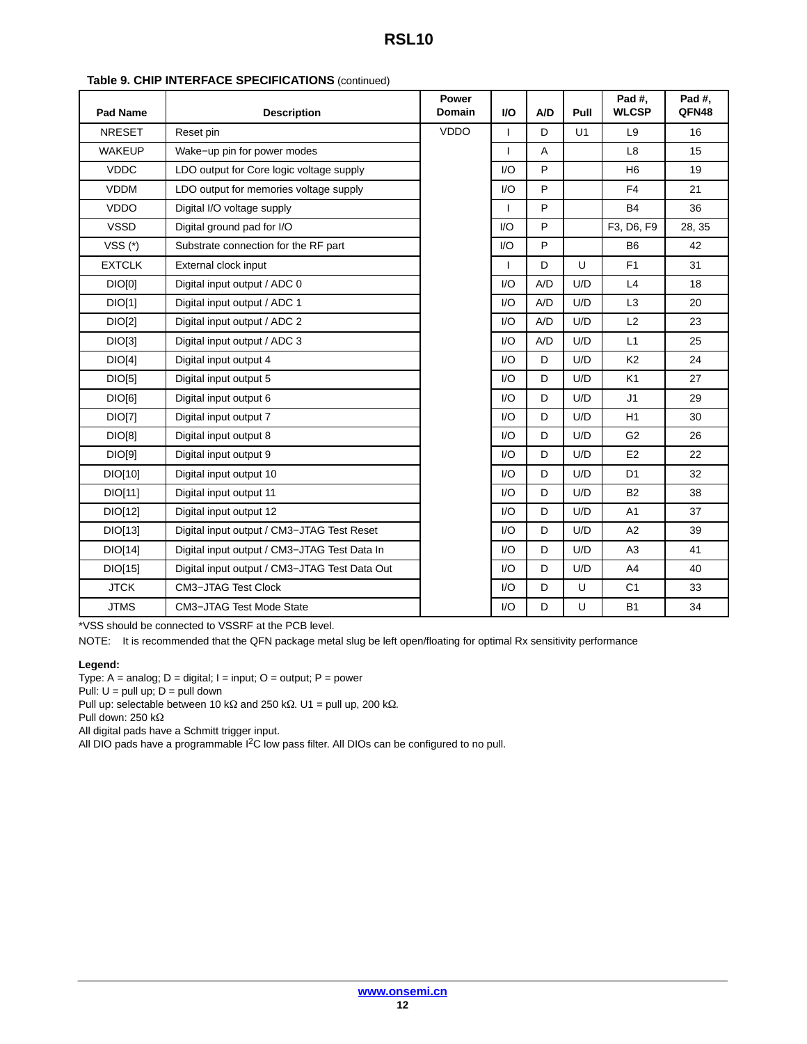**Table 9. CHIP INTERFACE SPECIFICATIONS** (continued)

| Pad Name | Description | Power Domain | I/O | A/D | Pull | Pad #, WLCSP | Pad #, QFN48 |
|---|---|---|---|---|---|---|---|
| NRESET | Reset pin | VDDO | I | D | U1 | L9 | 16 |
| WAKEUP | Wake−up pin for power modes | | I | A | | L8 | 15 |
| VDDC | LDO output for Core logic voltage supply | | I/O | P | | H6 | 19 |
| VDDM | LDO output for memories voltage supply | | I/O | P | | F4 | 21 |
| VDDO | Digital I/O voltage supply | | I | P | | B4 | 36 |
| VSSD | Digital ground pad for I/O | | I/O | P | | F3, D6, F9 | 28, 35 |
| VSS (*) | Substrate connection for the RF part | | I/O | P | | B6 | 42 |
| EXTCLK | External clock input | | I | D | U | F1 | 31 |
| DIO[0] | Digital input output / ADC 0 | | I/O | A/D | U/D | L4 | 18 |
| DIO[1] | Digital input output / ADC 1 | | I/O | A/D | U/D | L3 | 20 |
| DIO[2] | Digital input output / ADC 2 | | I/O | A/D | U/D | L2 | 23 |
| DIO[3] | Digital input output / ADC 3 | | I/O | A/D | U/D | L1 | 25 |
| DIO[4] | Digital input output 4 | | I/O | D | U/D | K2 | 24 |
| DIO[5] | Digital input output 5 | | I/O | D | U/D | K1 | 27 |
| DIO[6] | Digital input output 6 | | I/O | D | U/D | J1 | 29 |
| DIO[7] | Digital input output 7 | | I/O | D | U/D | H1 | 30 |
| DIO[8] | Digital input output 8 | | I/O | D | U/D | G2 | 26 |
| DIO[9] | Digital input output 9 | | I/O | D | U/D | E2 | 22 |
| DIO[10] | Digital input output 10 | | I/O | D | U/D | D1 | 32 |
| DIO[11] | Digital input output 11 | | I/O | D | U/D | B2 | 38 |
| DIO[12] | Digital input output 12 | | I/O | D | U/D | A1 | 37 |
| DIO[13] | Digital input output / CM3−JTAG Test Reset | | I/O | D | U/D | A2 | 39 |
| DIO[14] | Digital input output / CM3−JTAG Test Data In | | I/O | D | U/D | A3 | 41 |
| DIO[15] | Digital input output / CM3−JTAG Test Data Out | | I/O | D | U/D | A4 | 40 |
| JTCK | CM3−JTAG Test Clock | | I/O | D | U | C1 | 33 |
| JTMS | CM3−JTAG Test Mode State | | I/O | D | U | B1 | 34 |

*VSS should be connected to VSSRF at the PCB level.

NOTE: It is recommended that the QFN package metal slug be left open/floating for optimal Rx sensitivity performance

**Legend:**

Type: A = analog; D = digital; I = input; O = output; P = power
Pull: U = pull up; D = pull down
Pull up: selectable between 10 kΩ and 250 kΩ. U1 = pull up, 200 kΩ.
Pull down: 250 kΩ
All digital pads have a Schmitt trigger input.
All DIO pads have a programmable $I^2C$ low pass filter. All DIOs can be configured to no pull.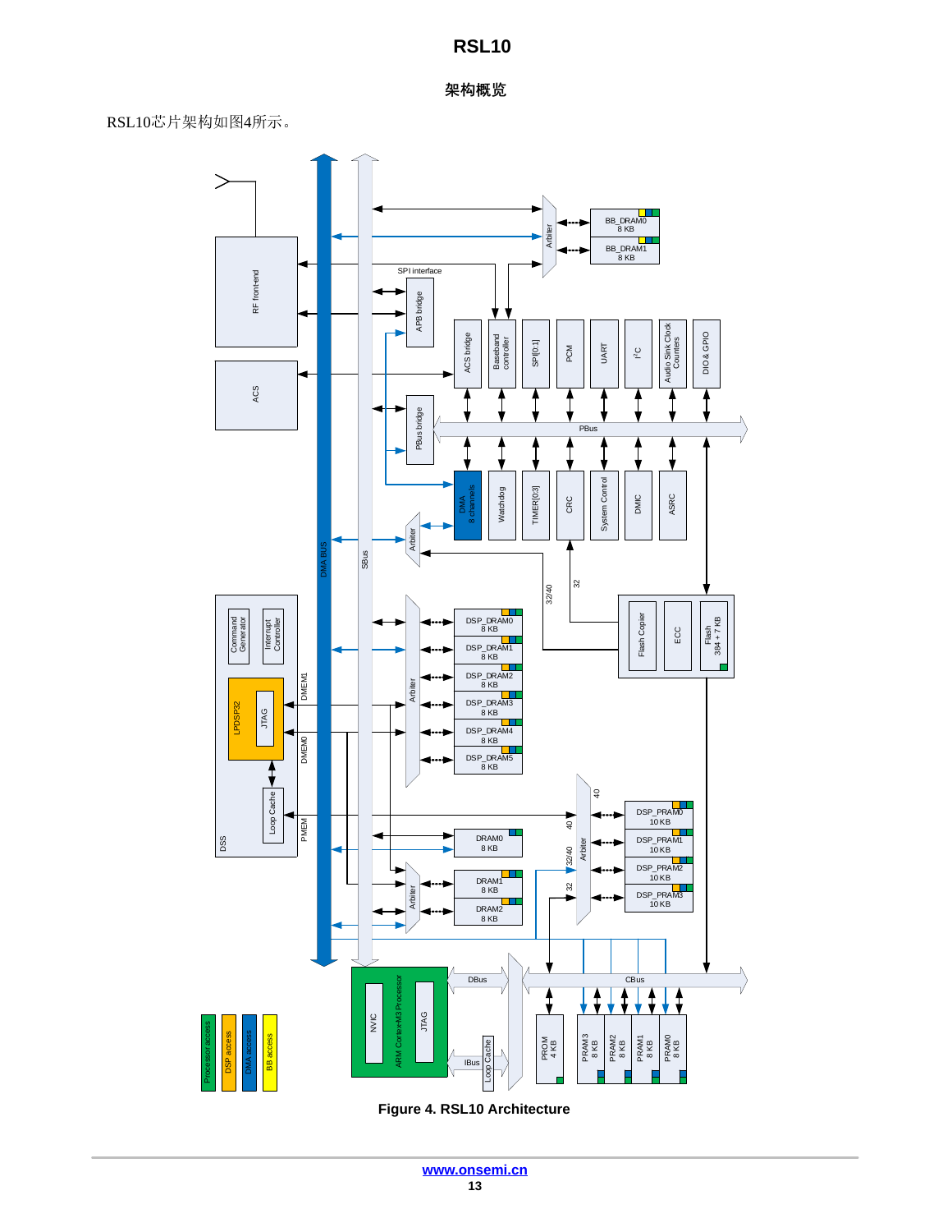## 架构概览

RSL10芯片架构如图4所示。

RF front-end

ACS

SPI interface

APB bridge

PBus bridge

Arbiter

BB_DRAM0 8 KB

BB_DRAM1 8 KB

ACS bridge

Baseband controller

SPI[0:1]

PCM

UART

I²C

Audio Sink Clock Counters

DIO & GPIO

PBus

DMA 8 channels

Watchdog

TIMER[0:3]

CRC

System Control

DMIC

ASRC

DMA BUS

SBus

32/40

32

Flash Copier

ECC

Flash 384 + 7 KB

DSS

Command Generator

Interrupt Controller

LPDSP32

JTAG

Loop Cache

DMEM1

DMEM0

PMEM

DSP_DRAM0 8 KB

DSP_DRAM1 8 KB

DSP_DRAM2 8 KB

DSP_DRAM3 8 KB

DSP_DRAM4 8 KB

DSP_DRAM5 8 KB

40

40

32/40

32

DSP_PRAM0 10 KB

DSP_PRAM1 10 KB

DSP_PRAM2 10 KB

DSP_PRAM3 10 KB

DRAM0 8 KB

DRAM1 8 KB

DRAM2 8 KB

ARM Cortex-M3 Processor

NVIC

JTAG

DBus

IBus

Loop Cache

CBus

PROM 4 KB

PRAM3 8 KB

PRAM2 8 KB

PRAM1 8 KB

PRAM0 8 KB

Processor access

DSP access

DMA access

BB access

**Figure 4. RSL10 Architecture**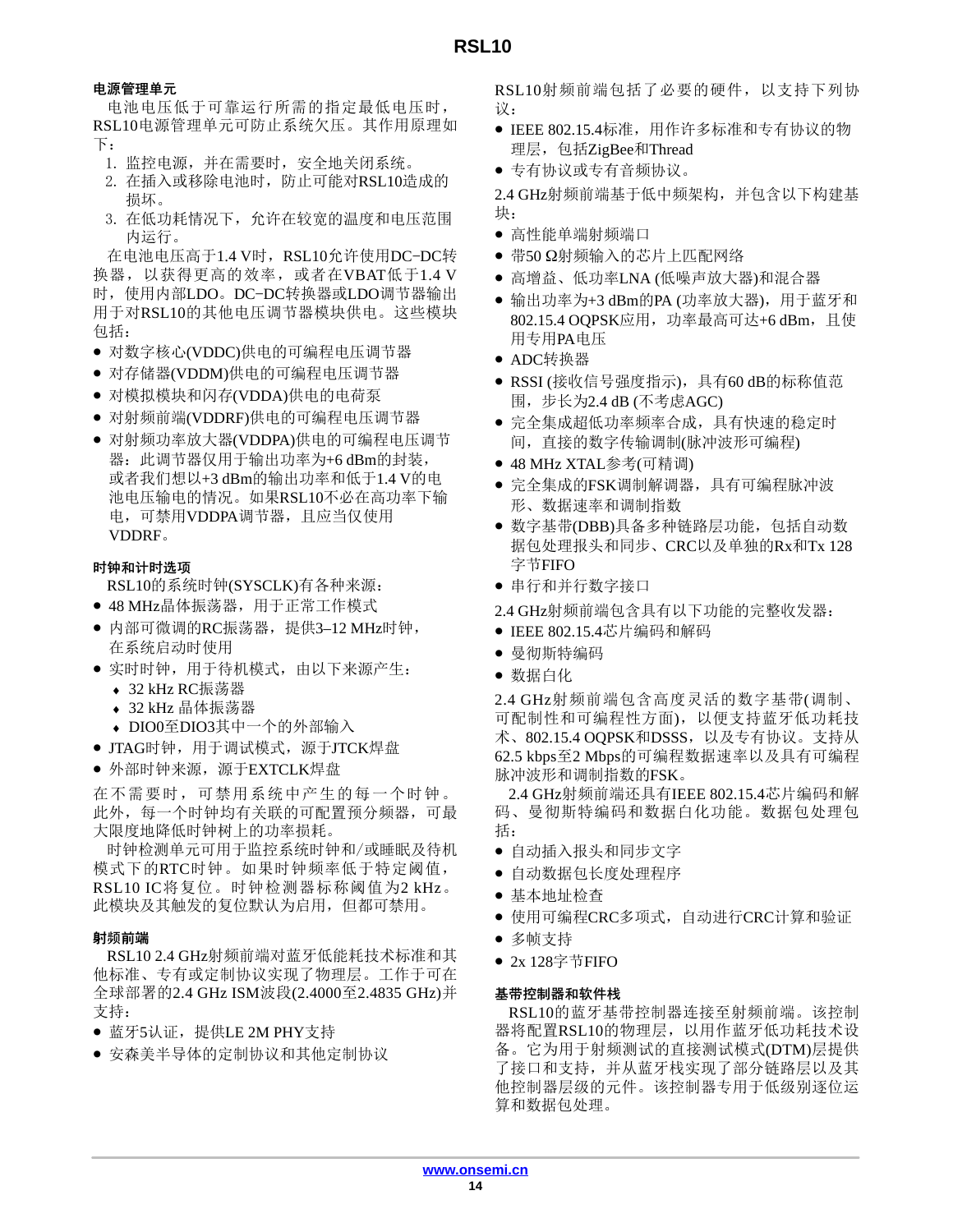### 电源管理单元

电池电压低于可靠运行所需的指定最低电压时，RSL10电源管理单元可防止系统欠压。其作用原理如下：

1. 监控电源，并在需要时，安全地关闭系统。
2. 在插入或移除电池时，防止可能对RSL10造成的损坏。
3. 在低功耗情况下，允许在较宽的温度和电压范围内运行。

在电池电压高于1.4 V时，RSL10允许使用DC−DC转换器，以获得更高的效率，或者在VBAT低于1.4 V时，使用内部LDO。DC−DC转换器或LDO调节器输出用于对RSL10的其他电压调节器模块供电。这些模块包括：

- 对数字核心(VDDC)供电的可编程电压调节器
- 对存储器(VDDM)供电的可编程电压调节器
- 对模拟模块和闪存(VDDA)供电的电荷泵
- 对射频前端(VDDRF)供电的可编程电压调节器
- 对射频功率放大器(VDDPA)供电的可编程电压调节器：此调节器仅用于输出功率为+6 dBm的封装，或者我们想以+3 dBm的输出功率和低于1.4 V的电池电压输电的情况。如果RSL10不必在高功率下输电，可禁用VDDPA调节器，且应当仅使用VDDRF。

### 时钟和计时选项

RSL10的系统时钟(SYSCLK)有各种来源：

- 48 MHz晶体振荡器，用于正常工作模式
- 内部可微调的RC振荡器，提供3–12 MHz时钟，在系统启动时使用
- 实时时钟，用于待机模式，由以下来源产生：
  - 32 kHz RC振荡器
  - 32 kHz 晶体振荡器
  - DIO0至DIO3其中一个的外部输入
- JTAG时钟，用于调试模式，源于JTCK焊盘
- 外部时钟来源，源于EXTCLK焊盘

在不需要时，可禁用系统中产生的每一个时钟。此外，每一个时钟均有关联的可配置预分频器，可最大限度地降低时钟树上的功率损耗。

时钟检测单元可用于监控系统时钟和/或睡眠及待机模式下的RTC时钟。如果时钟频率低于特定阈值，RSL10 IC将复位。时钟检测器标称阈值为2 kHz。此模块及其触发的复位默认为启用，但都可禁用。

### 射频前端

RSL10 2.4 GHz射频前端对蓝牙低能耗技术标准和其他标准、专有或定制协议实现了物理层。工作于可在全球部署的2.4 GHz ISM波段(2.4000至2.4835 GHz)并支持：

- 蓝牙5认证，提供LE 2M PHY支持
- 安森美半导体的定制协议和其他定制协议

RSL10射频前端包括了必要的硬件，以支持下列协议：

- IEEE 802.15.4标准，用作许多标准和专有协议的物理层，包括ZigBee和Thread
- 专有协议或专有音频协议。

2.4 GHz射频前端基于低中频架构，并包含以下构建基块：

- 高性能单端射频端口
- 带50 Ω射频输入的芯片上匹配网络
- 高增益、低功率LNA (低噪声放大器)和混合器
- 输出功率为+3 dBm的PA (功率放大器)，用于蓝牙和802.15.4 OQPSK应用，功率最高可达+6 dBm，且使用专用PA电压
- ADC转换器
- RSSI (接收信号强度指示)，具有60 dB的标称值范围，步长为2.4 dB (不考虑AGC)
- 完全集成超低功率频率合成，具有快速的稳定时间，直接的数字传输调制(脉冲波形可编程)
- 48 MHz XTAL参考(可精调)
- 完全集成的FSK调制解调器，具有可编程脉冲波形、数据速率和调制指数
- 数字基带(DBB)具备多种链路层功能，包括自动数据包处理报头和同步、CRC以及单独的Rx和Tx 128字节FIFO
- 串行和并行数字接口

2.4 GHz射频前端包含具有以下功能的完整收发器：

- IEEE 802.15.4芯片编码和解码
- 曼彻斯特编码
- 数据白化

2.4 GHz射频前端包含高度灵活的数字基带(调制、可配制性和可编程性方面)，以便支持蓝牙低功耗技术、802.15.4 OQPSK和DSSS，以及专有协议。支持从62.5 kbps至2 Mbps的可编程数据速率以及具有可编程脉冲波形和调制指数的FSK。

2.4 GHz射频前端还具有IEEE 802.15.4芯片编码和解码、曼彻斯特编码和数据白化功能。数据包处理包括：

- 自动插入报头和同步文字
- 自动数据包长度处理程序
- 基本地址检查
- 使用可编程CRC多项式，自动进行CRC计算和验证
- 多帧支持
- 2x 128字节FIFO

### 基带控制器和软件栈

RSL10的蓝牙基带控制器连接至射频前端。该控制器将配置RSL10的物理层，以用作蓝牙低功耗技术设备。它为用于射频测试的直接测试模式(DTM)层提供了接口和支持，并从蓝牙栈实现了部分链路层以及其他控制器层级的元件。该控制器专用于低级别逐位运算和数据包处理。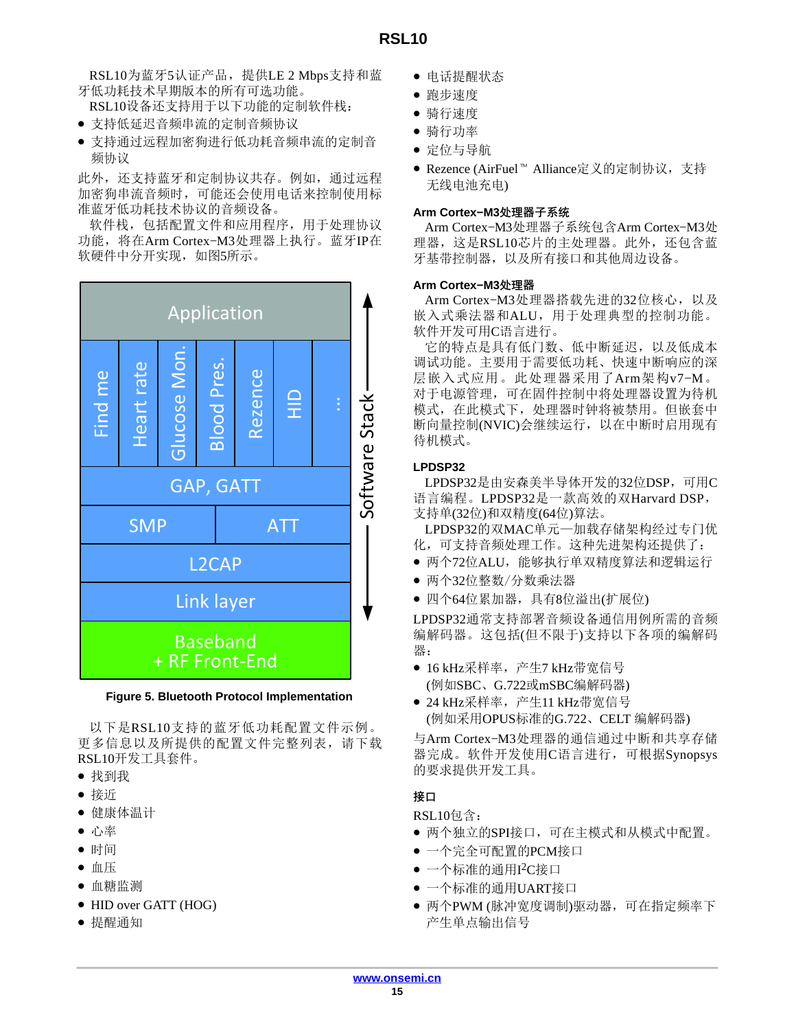RSL10为蓝牙5认证产品，提供LE 2 Mbps支持和蓝牙低功耗技术早期版本的所有可选功能。

RSL10设备还支持用于以下功能的定制软件栈：

- 支持低延迟音频串流的定制音频协议
- 支持通过远程加密狗进行低功耗音频串流的定制音频协议

此外，还支持蓝牙和定制协议共存。例如，通过远程加密狗串流音频时，可能还会使用电话来控制使用标准蓝牙低功耗技术协议的音频设备。

软件栈，包括配置文件和应用程序，用于处理协议功能，将在Arm Cortex−M3处理器上执行。蓝牙IP在软硬件中分开实现，如图5所示。

Application

Find me

Heart rate

Glucose Mon.

Blood Pres.

Rezence

HID

...

GAP, GATT

SMP

ATT

L2CAP

Link layer

Baseband
+ RF Front-End

Software Stack

**Figure 5. Bluetooth Protocol Implementation**

以下是RSL10支持的蓝牙低功耗配置文件示例。更多信息以及所提供的配置文件完整列表，请下载RSL10开发工具套件。

- 找到我
- 接近
- 健康体温计
- 心率
- 时间
- 血压
- 血糖监测
- HID over GATT (HOG)
- 提醒通知
- 电话提醒状态
- 跑步速度
- 骑行速度
- 骑行功率
- 定位与导航
- Rezence (AirFuel™ Alliance定义的定制协议，支持无线电池充电)

### Arm Cortex−M3处理器子系统

Arm Cortex−M3处理器子系统包含Arm Cortex−M3处理器，这是RSL10芯片的主处理器。此外，还包含蓝牙基带控制器，以及所有接口和其他周边设备。

### Arm Cortex−M3处理器

Arm Cortex−M3处理器搭载先进的32位核心，以及嵌入式乘法器和ALU，用于处理典型的控制功能。软件开发可用C语言进行。

它的特点是具有低门数、低中断延迟，以及低成本调试功能。主要用于需要低功耗、快速中断响应的深层嵌入式应用。此处理器采用了Arm架构v7−M。对于电源管理，可在固件控制中将处理器设置为待机模式，在此模式下，处理器时钟将被禁用。但嵌套中断向量控制(NVIC)会继续运行，以在中断时启用现有待机模式。

### LPDSP32

LPDSP32是由安森美半导体开发的32位DSP，可用C语言编程。LPDSP32是一款高效的双Harvard DSP，支持单(32位)和双精度(64位)算法。

LPDSP32的双MAC单元—加载存储架构经过专门优化，可支持音频处理工作。这种先进架构还提供了：

- 两个72位ALU，能够执行单双精度算法和逻辑运行
- 两个32位整数/分数乘法器
- 四个64位累加器，具有8位溢出(扩展位)

LPDSP32通常支持部署音频设备通信用例所需的音频编解码器。这包括(但不限于)支持以下各项的编解码器：

- 16 kHz采样率，产生7 kHz带宽信号
  (例如SBC、G.722或mSBC编解码器)
- 24 kHz采样率，产生11 kHz带宽信号
  (例如采用OPUS标准的G.722、CELT 编解码器)

与Arm Cortex−M3处理器的通信通过中断和共享存储器完成。软件开发使用C语言进行，可根据Synopsys的要求提供开发工具。

### 接口

RSL10包含：

- 两个独立的SPI接口，可在主模式和从模式中配置。
- 一个完全可配置的PCM接口
- 一个标准的通用$I^2C$接口
- 一个标准的通用UART接口
- 两个PWM (脉冲宽度调制)驱动器，可在指定频率下产生单点输出信号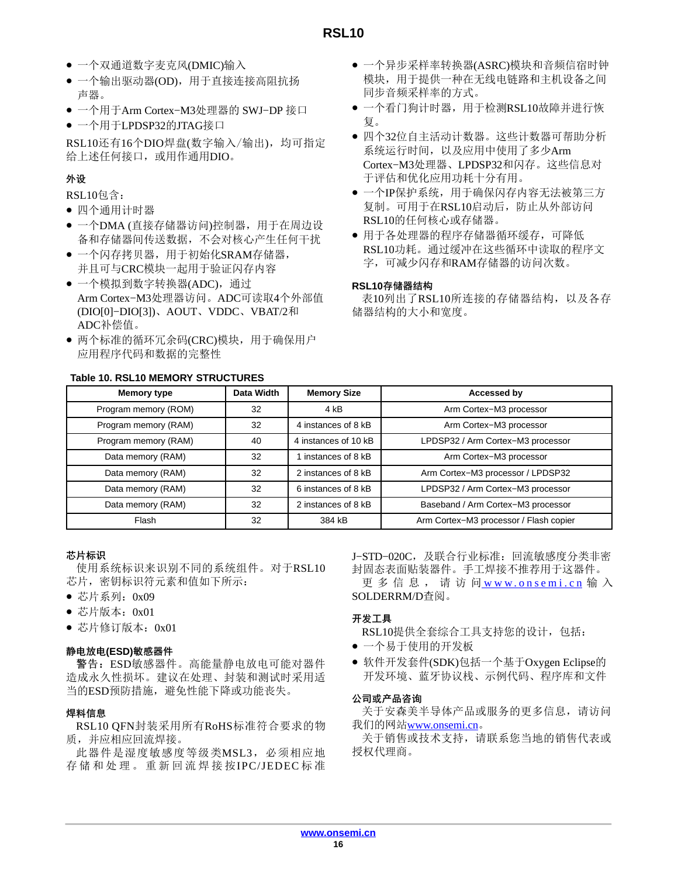- 一个双通道数字麦克风(DMIC)输入
- 一个输出驱动器(OD)，用于直接连接高阻抗扬声器。
- 一个用于Arm Cortex−M3处理器的 SWJ−DP 接口
- 一个用于LPDSP32的JTAG接口

RSL10还有16个DIO焊盘(数字输入/输出)，均可指定给上述任何接口，或用作通用DIO。

### 外设

RSL10包含：

- 四个通用计时器
- 一个DMA (直接存储器访问)控制器，用于在周边设备和存储器间传送数据，不会对核心产生任何干扰
- 一个闪存拷贝器，用于初始化SRAM存储器，并且可与CRC模块一起用于验证闪存内容
- 一个模拟到数字转换器(ADC)，通过 Arm Cortex−M3处理器访问。ADC可读取4个外部值(DIO[0]−DIO[3])、AOUT、VDDC、VBAT/2和ADC补偿值。
- 两个标准的循环冗余码(CRC)模块，用于确保用户应用程序代码和数据的完整性
- 一个异步采样率转换器(ASRC)模块和音频信宿时钟模块，用于提供一种在无线电链路和主机设备之间同步音频采样率的方式。
- 一个看门狗计时器，用于检测RSL10故障并进行恢复。
- 四个32位自主活动计数器。这些计数器可帮助分析系统运行时间，以及应用中使用了多少Arm Cortex−M3处理器、LPDSP32和闪存。这些信息对于评估和优化应用功耗十分有用。
- 一个IP保护系统，用于确保闪存内容无法被第三方复制。可用于在RSL10启动后，防止从外部访问RSL10的任何核心或存储器。
- 用于各处理器的程序存储器循环缓存，可降低RSL10功耗。通过缓冲在这些循环中读取的程序文字，可减少闪存和RAM存储器的访问次数。

### RSL10存储器结构

表10列出了RSL10所连接的存储器结构，以及各存储器结构的大小和宽度。

**Table 10. RSL10 MEMORY STRUCTURES**

| Memory type | Data Width | Memory Size | Accessed by |
|---|---|---|---|
| Program memory (ROM) | 32 | 4 kB | Arm Cortex−M3 processor |
| Program memory (RAM) | 32 | 4 instances of 8 kB | Arm Cortex−M3 processor |
| Program memory (RAM) | 40 | 4 instances of 10 kB | LPDSP32 / Arm Cortex−M3 processor |
| Data memory (RAM) | 32 | 1 instances of 8 kB | Arm Cortex−M3 processor |
| Data memory (RAM) | 32 | 2 instances of 8 kB | Arm Cortex−M3 processor / LPDSP32 |
| Data memory (RAM) | 32 | 6 instances of 8 kB | LPDSP32 / Arm Cortex−M3 processor |
| Data memory (RAM) | 32 | 2 instances of 8 kB | Baseband / Arm Cortex−M3 processor |
| Flash | 32 | 384 kB | Arm Cortex−M3 processor / Flash copier |

### 芯片标识

使用系统标识来识别不同的系统组件。对于RSL10芯片，密钥标识符元素和值如下所示：

- 芯片系列：0x09
- 芯片版本：0x01
- 芯片修订版本：0x01

### 静电放电(ESD)敏感器件

警告：ESD敏感器件。高能量静电放电可能对器件造成永久性损坏。建议在处理、封装和测试时采用适当的ESD预防措施，避免性能下降或功能丧失。

### 焊料信息

RSL10 QFN封装采用所有RoHS标准符合要求的物质，并应相应回流焊接。

此器件是湿度敏感度等级类MSL3，必须相应地存储和处理。重新回流焊接按IPC/JEDEC标准J−STD−020C，及联合行业标准：回流敏感度分类非密封固态表面贴装器件。手工焊接不推荐用于这器件。

更多信息，请访问www.onsemi.cn输入SOLDERRM/D查阅。

### 开发工具

RSL10提供全套综合工具支持您的设计，包括：

- 一个易于使用的开发板
- 软件开发套件(SDK)包括一个基于Oxygen Eclipse的开发环境、蓝牙协议栈、示例代码、程序库和文件

### 公司或产品咨询

关于安森美半导体产品或服务的更多信息，请访问我们的网站www.onsemi.cn。

关于销售或技术支持，请联系您当地的销售代表或授权代理商。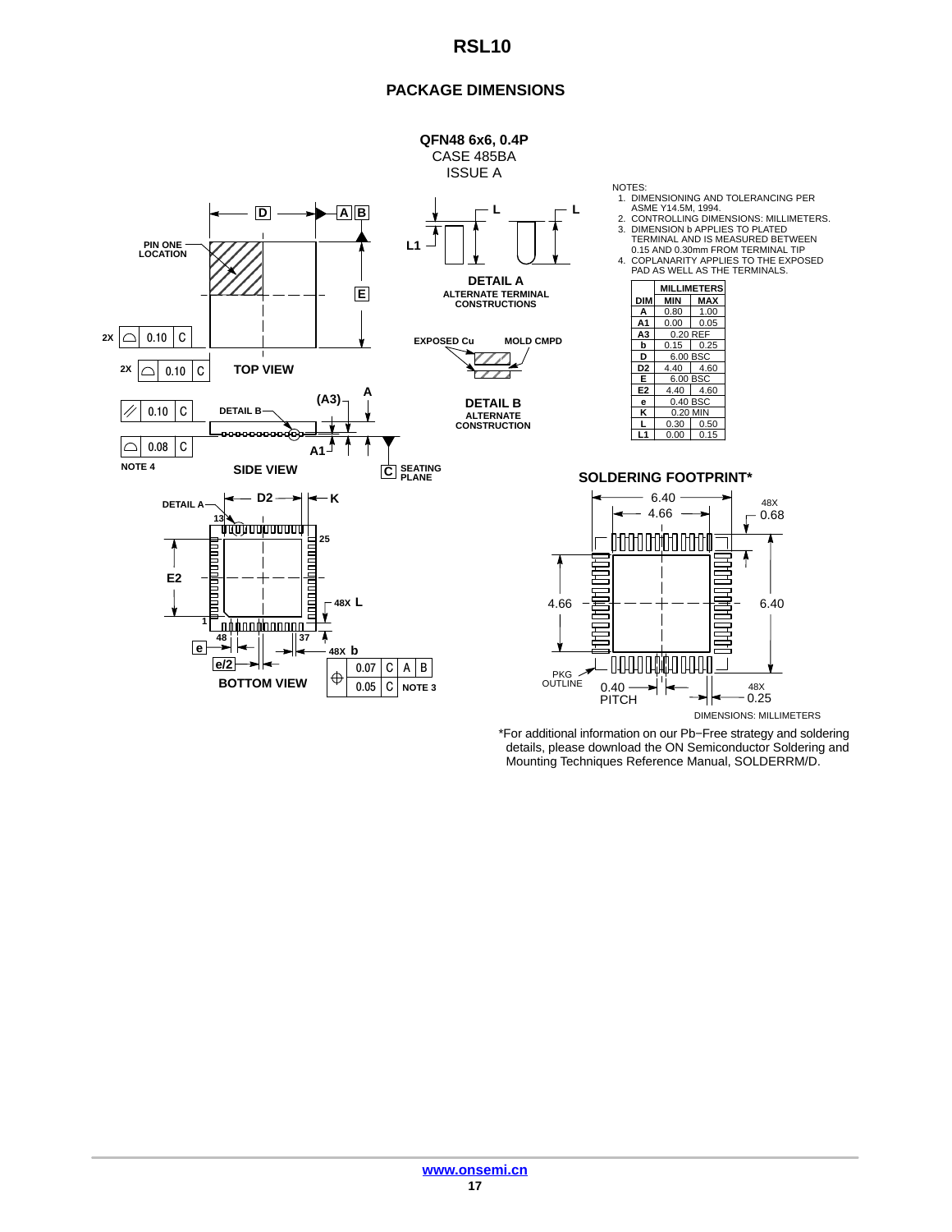## PACKAGE DIMENSIONS

**QFN48 6x6, 0.4P**
CASE 485BA
ISSUE A

NOTES:
1. DIMENSIONING AND TOLERANCING PER ASME Y14.5M, 1994.
2. CONTROLLING DIMENSIONS: MILLIMETERS.
3. DIMENSION b APPLIES TO PLATED TERMINAL AND IS MEASURED BETWEEN 0.15 AND 0.30mm FROM TERMINAL TIP
4. COPLANARITY APPLIES TO THE EXPOSED PAD AS WELL AS THE TERMINALS.

| DIM | MILLIMETERS MIN | MILLIMETERS MAX |
|---|---|---|
| A | 0.80 | 1.00 |
| A1 | 0.00 | 0.05 |
| A3 | 0.20 REF | |
| b | 0.15 | 0.25 |
| D | 6.00 BSC | |
| D2 | 4.40 | 4.60 |
| E | 6.00 BSC | |
| E2 | 4.40 | 4.60 |
| e | 0.40 BSC | |
| K | 0.20 MIN | |
| L | 0.30 | 0.50 |
| L1 | 0.00 | 0.15 |

D
A B
PIN ONE LOCATION
E
2X 0.10 C
2X 0.10 C
TOP VIEW

L
L1
L
DETAIL A
ALTERNATE TERMINAL CONSTRUCTIONS

EXPOSED Cu
MOLD CMPD
DETAIL B
ALTERNATE CONSTRUCTION

0.10 C
0.08 C
NOTE 4
DETAIL B
(A3)
A
A1
SIDE VIEW
C SEATING PLANE

DETAIL A
D2
K
13
25
E2
1
48
37
48X L
e
e/2
48X b
0.07 C A B
0.05 C NOTE 3
BOTTOM VIEW

**SOLDERING FOOTPRINT***

6.40
4.66
48X 0.68
4.66
6.40
PKG OUTLINE
0.40 PITCH
48X 0.25

DIMENSIONS: MILLIMETERS

*For additional information on our Pb−Free strategy and soldering details, please download the ON Semiconductor Soldering and Mounting Techniques Reference Manual, SOLDERRM/D.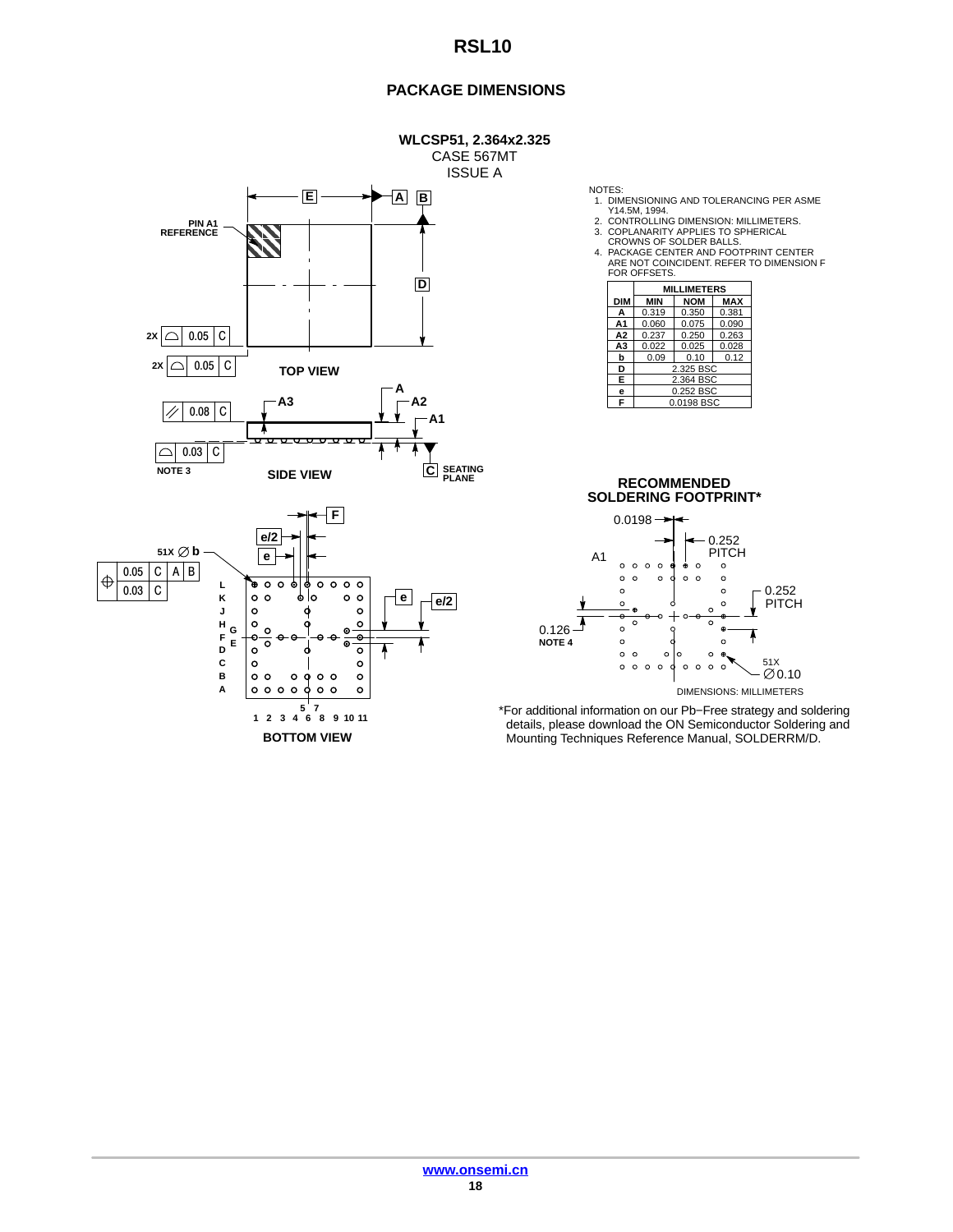## PACKAGE DIMENSIONS

**WLCSP51, 2.364x2.325**
CASE 567MT
ISSUE A

NOTES:
1. DIMENSIONING AND TOLERANCING PER ASME Y14.5M, 1994.
2. CONTROLLING DIMENSION: MILLIMETERS.
3. COPLANARITY APPLIES TO SPHERICAL CROWNS OF SOLDER BALLS.
4. PACKAGE CENTER AND FOOTPRINT CENTER ARE NOT COINCIDENT. REFER TO DIMENSION F FOR OFFSETS.

| DIM | MILLIMETERS | | |
|---|---|---|---|
| | MIN | NOM | MAX |
| A | 0.319 | 0.350 | 0.381 |
| A1 | 0.060 | 0.075 | 0.090 |
| A2 | 0.237 | 0.250 | 0.263 |
| A3 | 0.022 | 0.025 | 0.028 |
| b | 0.09 | 0.10 | 0.12 |
| D | 2.325 BSC | | |
| E | 2.364 BSC | | |
| e | 0.252 BSC | | |
| F | 0.0198 BSC | | |

PIN A1 REFERENCE
E
A
B
D
2X 0.05 C
2X 0.05 C
TOP VIEW

0.08 C
A3
A
A2
A1
0.03 C
NOTE 3
SIDE VIEW
C SEATING PLANE

F
e/2
e
51X ∅ b
0.05 C A B
0.03 C
L K J H G F E D C B A
e
e/2
1 2 3 4 5 6 7 8 9 10 11
BOTTOM VIEW

**RECOMMENDED SOLDERING FOOTPRINT***

0.0198
0.252 PITCH
A1
0.252 PITCH
0.126
NOTE 4
51X ∅0.10
DIMENSIONS: MILLIMETERS

*For additional information on our Pb−Free strategy and soldering details, please download the ON Semiconductor Soldering and Mounting Techniques Reference Manual, SOLDERRM/D.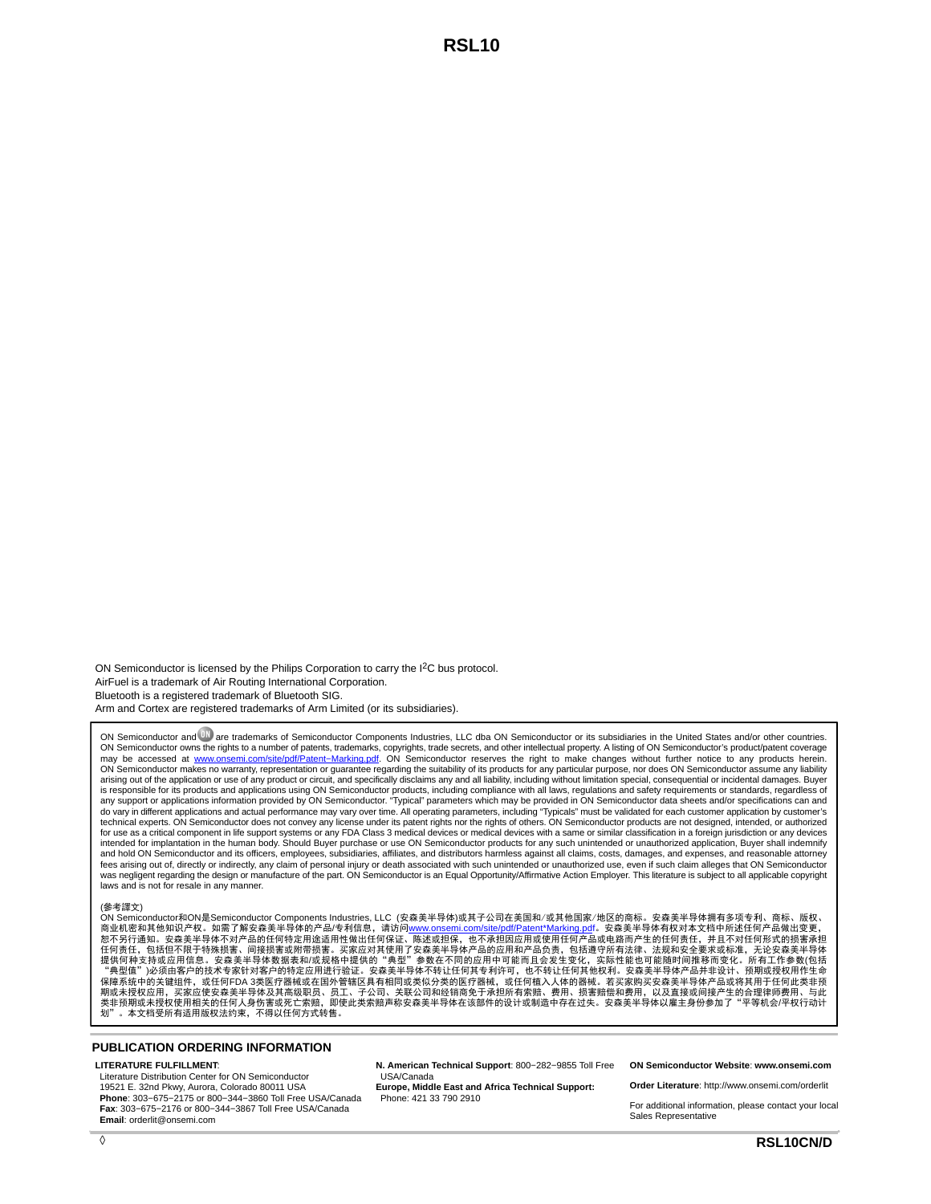ON Semiconductor is licensed by the Philips Corporation to carry the $I^2C$ bus protocol.
AirFuel is a trademark of Air Routing International Corporation.
Bluetooth is a registered trademark of Bluetooth SIG.
Arm and Cortex are registered trademarks of Arm Limited (or its subsidiaries).

ON Semiconductor and ON are trademarks of Semiconductor Components Industries, LLC dba ON Semiconductor or its subsidiaries in the United States and/or other countries. ON Semiconductor owns the rights to a number of patents, trademarks, copyrights, trade secrets, and other intellectual property. A listing of ON Semiconductor's product/patent coverage may be accessed at www.onsemi.com/site/pdf/Patent−Marking.pdf. ON Semiconductor reserves the right to make changes without further notice to any products herein. ON Semiconductor makes no warranty, representation or guarantee regarding the suitability of its products for any particular purpose, nor does ON Semiconductor assume any liability arising out of the application or use of any product or circuit, and specifically disclaims any and all liability, including without limitation special, consequential or incidental damages. Buyer is responsible for its products and applications using ON Semiconductor products, including compliance with all laws, regulations and safety requirements or standards, regardless of any support or applications information provided by ON Semiconductor. "Typical" parameters which may be provided in ON Semiconductor data sheets and/or specifications can and do vary in different applications and actual performance may vary over time. All operating parameters, including "Typicals" must be validated for each customer application by customer's technical experts. ON Semiconductor does not convey any license under its patent rights nor the rights of others. ON Semiconductor products are not designed, intended, or authorized for use as a critical component in life support systems or any FDA Class 3 medical devices or medical devices with a same or similar classification in a foreign jurisdiction or any devices intended for implantation in the human body. Should Buyer purchase or use ON Semiconductor products for any such unintended or unauthorized application, Buyer shall indemnify and hold ON Semiconductor and its officers, employees, subsidiaries, affiliates, and distributors harmless against all claims, costs, damages, and expenses, and reasonable attorney fees arising out of, directly or indirectly, any claim of personal injury or death associated with such unintended or unauthorized use, even if such claim alleges that ON Semiconductor was negligent regarding the design or manufacture of the part. ON Semiconductor is an Equal Opportunity/Affirmative Action Employer. This literature is subject to all applicable copyright laws and is not for resale in any manner.

(参考譯文)
ON Semiconductor和ON是Semiconductor Components Industries, LLC（安森美半导体)或其子公司在美国和/或其他国家/地区的商标。安森美半导体拥有多项专利、商标、版权、商业机密和其他知识产权。如需了解安森美半导体的产品/专利信息，请访问www.onsemi.com/site/pdf/Patent*Marking.pdf。安森美半导体有权对本文档中所述任何产品做出变更，恕不另行通知。安森美半导体不对产品的任何特定用途适用性做出任何保证、陈述或担保，也不承担因应用或使用任何产品或电路而产生的任何责任，并且不对任何形式的损害承担任何责任，包括但不限于特殊损害、间接损害或附带损害。买家应对其使用了安森美半导体产品的应用和产品负责，包括遵守所有法律、法规和安全要求或标准，无论安森美半导体提供何种支持或应用信息。安森美半导体数据表和/或规格中提供的"典型"参数在不同的应用中可能而且会发生变化，实际性能也可能随时间推移而变化。所有工作参数(包括"典型值")必须由客户的技术专家针对客户的特定应用进行验证。安森美半导体不转让任何其专利许可，也不转让任何其他权利。安森美半导体产品并非设计、预期或授权用作生命保障系统中的关键组件，或任何FDA 3类医疗器械或在国外管辖区具有相同或类似分类的医疗器械，或任何植入人体的器械。若买家购买安森美半导体产品或将其用于任何此类非预期或未授权应用，买家应使安森美半导体及其高级职员、员工、子公司、关联公司和经销商免于承担所有索赔、费用、损害赔偿和费用，以及直接或间接产生的合理律师费用、与此类非预期或未授权使用相关的任何人身伤害或死亡索赔，即使此类索赔声称安森美半导体在该部件的设计或制造中存在过失。安森美半导体以雇主身份参加了"平等机会/平权行动计划"。本文档受所有适用版权法约束，不得以任何方式转售。

## PUBLICATION ORDERING INFORMATION

**LITERATURE FULFILLMENT**:
Literature Distribution Center for ON Semiconductor
19521 E. 32nd Pkwy, Aurora, Colorado 80011 USA
**Phone**: 303−675−2175 or 800−344−3860 Toll Free USA/Canada
**Fax**: 303−675−2176 or 800−344−3867 Toll Free USA/Canada
**Email**: orderlit@onsemi.com

**N. American Technical Support**: 800−282−9855 Toll Free USA/Canada
**Europe, Middle East and Africa Technical Support:**
Phone: 421 33 790 2910

**ON Semiconductor Website**: **www.onsemi.com**

**Order Literature**: http://www.onsemi.com/orderlit

For additional information, please contact your local Sales Representative

**RSL10CN/D**